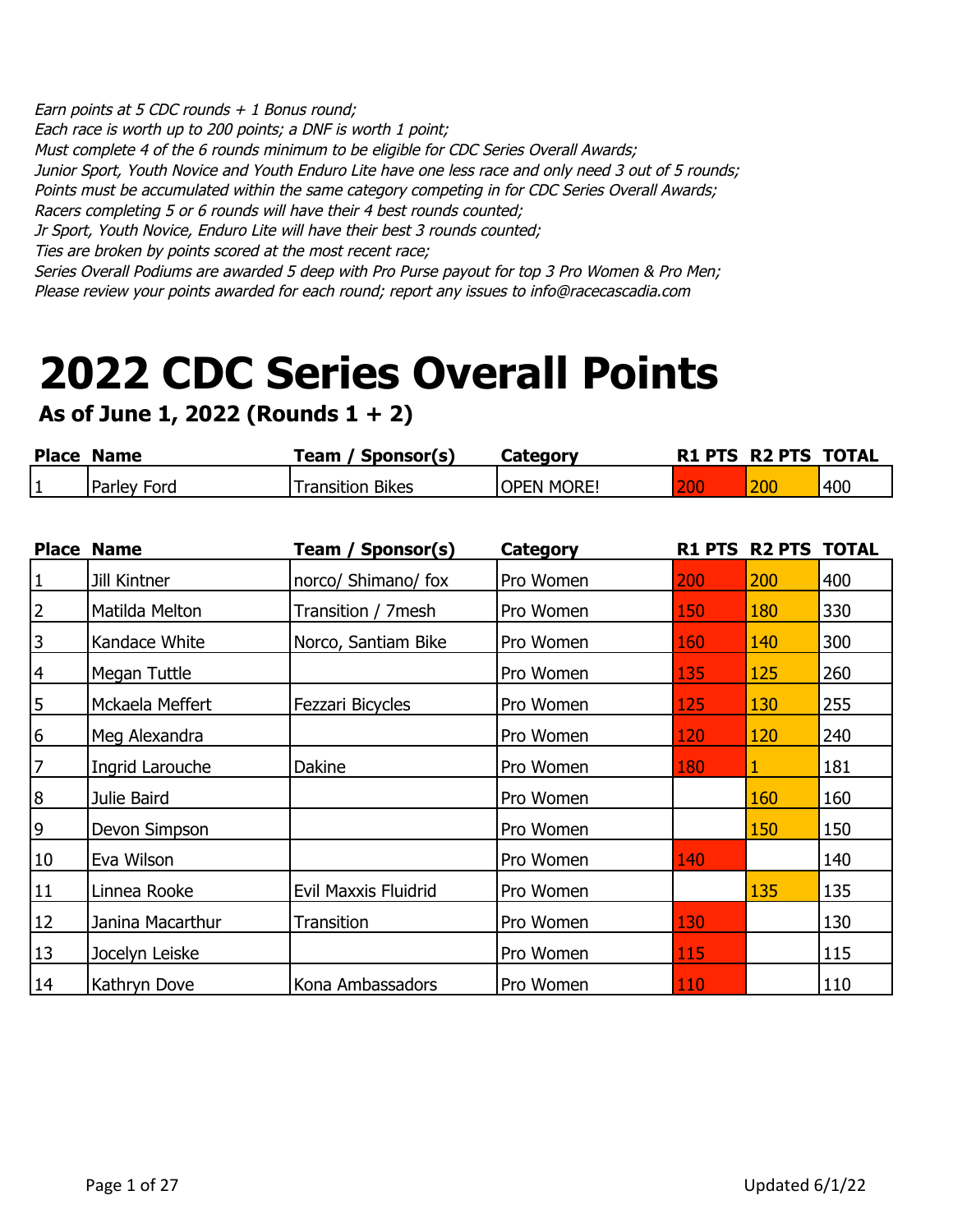*Earn points at 5 CDC rounds + 1 Bonus round;*
*Each race is worth up to 200 points; a DNF is worth 1 point;*
*Must complete 4 of the 6 rounds minimum to be eligible for CDC Series Overall Awards;*
*Junior Sport, Youth Novice and Youth Enduro Lite have one less race and only need 3 out of 5 rounds;*
*Points must be accumulated within the same category competing in for CDC Series Overall Awards;*
*Racers completing 5 or 6 rounds will have their 4 best rounds counted;*
*Jr Sport, Youth Novice, Enduro Lite will have their best 3 rounds counted;*
*Ties are broken by points scored at the most recent race;*
*Series Overall Podiums are awarded 5 deep with Pro Purse payout for top 3 Pro Women & Pro Men;*
*Please review your points awarded for each round; report any issues to info@racecascadia.com*

# 2022 CDC Series Overall Points

### As of June 1, 2022 (Rounds 1 + 2)

| Place | Name | Team / Sponsor(s) | Category | R1 PTS | R2 PTS | TOTAL |
|---|---|---|---|---|---|---|
| 1 | Parley Ford | Transition Bikes | OPEN MORE! | 200 | 200 | 400 |

| Place | Name | Team / Sponsor(s) | Category | R1 PTS | R2 PTS | TOTAL |
|---|---|---|---|---|---|---|
| 1 | Jill Kintner | norco/ Shimano/ fox | Pro Women | 200 | 200 | 400 |
| 2 | Matilda Melton | Transition / 7mesh | Pro Women | 150 | 180 | 330 |
| 3 | Kandace White | Norco, Santiam Bike | Pro Women | 160 | 140 | 300 |
| 4 | Megan Tuttle | | Pro Women | 135 | 125 | 260 |
| 5 | Mckaela Meffert | Fezzari Bicycles | Pro Women | 125 | 130 | 255 |
| 6 | Meg Alexandra | | Pro Women | 120 | 120 | 240 |
| 7 | Ingrid Larouche | Dakine | Pro Women | 180 | 1 | 181 |
| 8 | Julie Baird | | Pro Women | | 160 | 160 |
| 9 | Devon Simpson | | Pro Women | | 150 | 150 |
| 10 | Eva Wilson | | Pro Women | 140 | | 140 |
| 11 | Linnea Rooke | Evil Maxxis Fluidrid | Pro Women | | 135 | 135 |
| 12 | Janina Macarthur | Transition | Pro Women | 130 | | 130 |
| 13 | Jocelyn Leiske | | Pro Women | 115 | | 115 |
| 14 | Kathryn Dove | Kona Ambassadors | Pro Women | 110 | | 110 |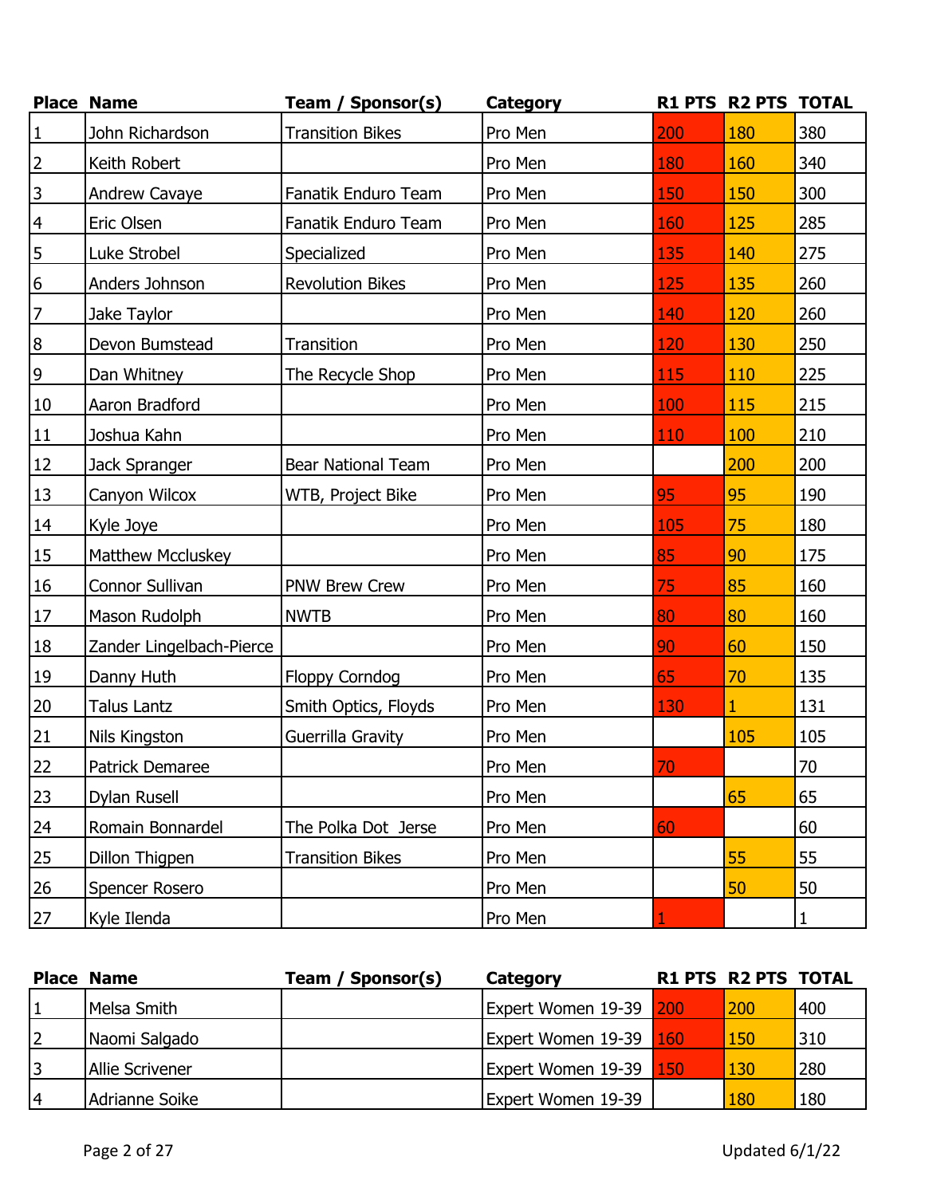| Place | Name | Team / Sponsor(s) | Category | R1 PTS | R2 PTS | TOTAL |
|---|---|---|---|---|---|---|
| 1 | John Richardson | Transition Bikes | Pro Men | 200 | 180 | 380 |
| 2 | Keith Robert | | Pro Men | 180 | 160 | 340 |
| 3 | Andrew Cavaye | Fanatik Enduro Team | Pro Men | 150 | 150 | 300 |
| 4 | Eric Olsen | Fanatik Enduro Team | Pro Men | 160 | 125 | 285 |
| 5 | Luke Strobel | Specialized | Pro Men | 135 | 140 | 275 |
| 6 | Anders Johnson | Revolution Bikes | Pro Men | 125 | 135 | 260 |
| 7 | Jake Taylor | | Pro Men | 140 | 120 | 260 |
| 8 | Devon Bumstead | Transition | Pro Men | 120 | 130 | 250 |
| 9 | Dan Whitney | The Recycle Shop | Pro Men | 115 | 110 | 225 |
| 10 | Aaron Bradford | | Pro Men | 100 | 115 | 215 |
| 11 | Joshua Kahn | | Pro Men | 110 | 100 | 210 |
| 12 | Jack Spranger | Bear National Team | Pro Men | | 200 | 200 |
| 13 | Canyon Wilcox | WTB, Project Bike | Pro Men | 95 | 95 | 190 |
| 14 | Kyle Joye | | Pro Men | 105 | 75 | 180 |
| 15 | Matthew Mccluskey | | Pro Men | 85 | 90 | 175 |
| 16 | Connor Sullivan | PNW Brew Crew | Pro Men | 75 | 85 | 160 |
| 17 | Mason Rudolph | NWTB | Pro Men | 80 | 80 | 160 |
| 18 | Zander Lingelbach-Pierce | | Pro Men | 90 | 60 | 150 |
| 19 | Danny Huth | Floppy Corndog | Pro Men | 65 | 70 | 135 |
| 20 | Talus Lantz | Smith Optics, Floyds | Pro Men | 130 | 1 | 131 |
| 21 | Nils Kingston | Guerrilla Gravity | Pro Men | | 105 | 105 |
| 22 | Patrick Demaree | | Pro Men | 70 | | 70 |
| 23 | Dylan Rusell | | Pro Men | | 65 | 65 |
| 24 | Romain Bonnardel | The Polka Dot Jerse | Pro Men | 60 | | 60 |
| 25 | Dillon Thigpen | Transition Bikes | Pro Men | | 55 | 55 |
| 26 | Spencer Rosero | | Pro Men | | 50 | 50 |
| 27 | Kyle Ilenda | | Pro Men | 1 | | 1 |

| Place | Name | Team / Sponsor(s) | Category | R1 PTS | R2 PTS | TOTAL |
|---|---|---|---|---|---|---|
| 1 | Melsa Smith | | Expert Women 19-39 | 200 | 200 | 400 |
| 2 | Naomi Salgado | | Expert Women 19-39 | 160 | 150 | 310 |
| 3 | Allie Scrivener | | Expert Women 19-39 | 150 | 130 | 280 |
| 4 | Adrianne Soike | | Expert Women 19-39 | | 180 | 180 |

Updated 6/1/22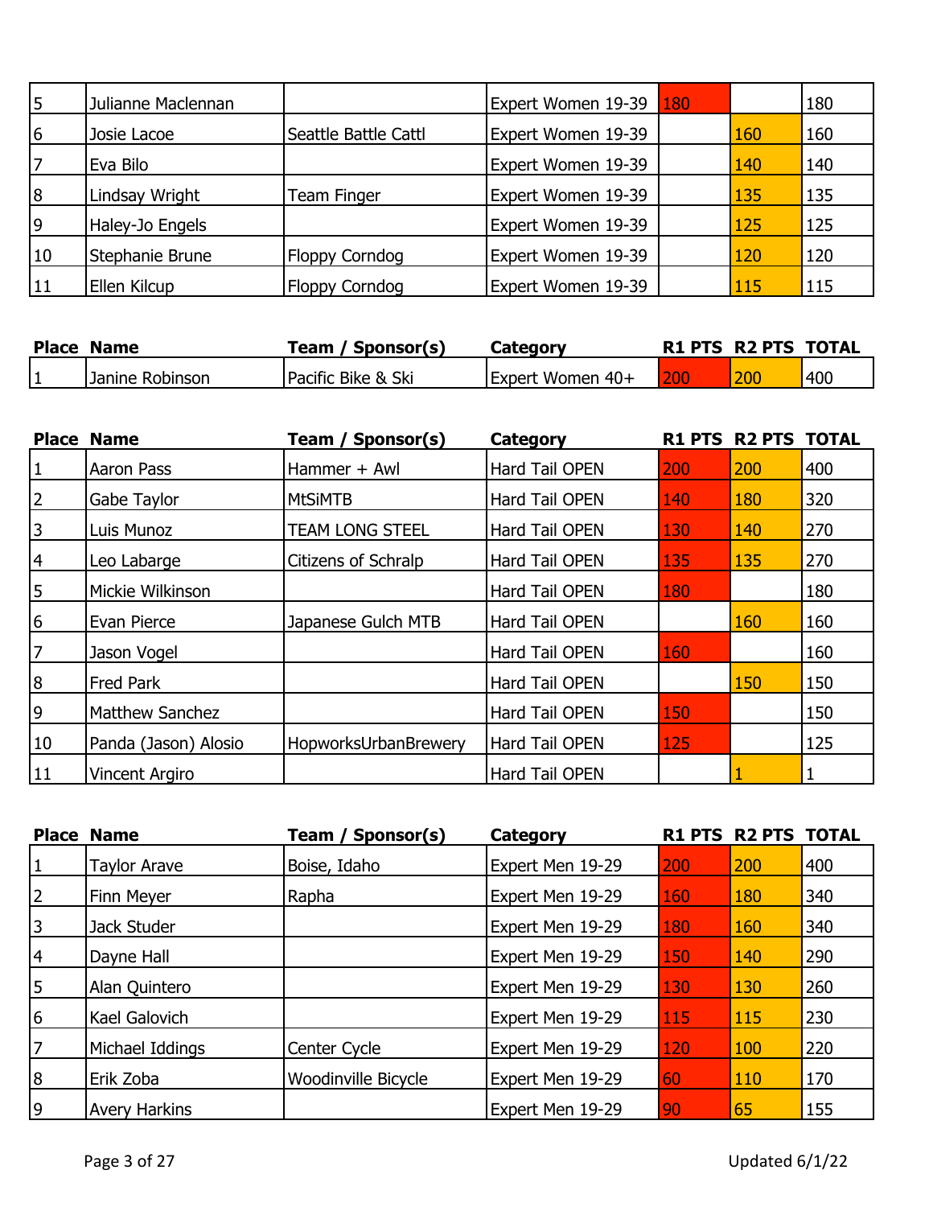| Place | Name | Team / Sponsor(s) | Category | R1 PTS | R2 PTS | TOTAL |
|---|---|---|---|---|---|---|
| 5 | Julianne Maclennan | | Expert Women 19-39 | 180 | | 180 |
| 6 | Josie Lacoe | Seattle Battle Cattl | Expert Women 19-39 | | 160 | 160 |
| 7 | Eva Bilo | | Expert Women 19-39 | | 140 | 140 |
| 8 | Lindsay Wright | Team Finger | Expert Women 19-39 | | 135 | 135 |
| 9 | Haley-Jo Engels | | Expert Women 19-39 | | 125 | 125 |
| 10 | Stephanie Brune | Floppy Corndog | Expert Women 19-39 | | 120 | 120 |
| 11 | Ellen Kilcup | Floppy Corndog | Expert Women 19-39 | | 115 | 115 |

| Place | Name | Team / Sponsor(s) | Category | R1 PTS | R2 PTS | TOTAL |
|---|---|---|---|---|---|---|
| 1 | Janine Robinson | Pacific Bike & Ski | Expert Women 40+ | 200 | 200 | 400 |

| Place | Name | Team / Sponsor(s) | Category | R1 PTS | R2 PTS | TOTAL |
|---|---|---|---|---|---|---|
| 1 | Aaron Pass | Hammer + Awl | Hard Tail OPEN | 200 | 200 | 400 |
| 2 | Gabe Taylor | MtSiMTB | Hard Tail OPEN | 140 | 180 | 320 |
| 3 | Luis Munoz | TEAM LONG STEEL | Hard Tail OPEN | 130 | 140 | 270 |
| 4 | Leo Labarge | Citizens of Schralp | Hard Tail OPEN | 135 | 135 | 270 |
| 5 | Mickie Wilkinson | | Hard Tail OPEN | 180 | | 180 |
| 6 | Evan Pierce | Japanese Gulch MTB | Hard Tail OPEN | | 160 | 160 |
| 7 | Jason Vogel | | Hard Tail OPEN | 160 | | 160 |
| 8 | Fred Park | | Hard Tail OPEN | | 150 | 150 |
| 9 | Matthew Sanchez | | Hard Tail OPEN | 150 | | 150 |
| 10 | Panda (Jason) Alosio | HopworksUrbanBrewery | Hard Tail OPEN | 125 | | 125 |
| 11 | Vincent Argiro | | Hard Tail OPEN | | 1 | 1 |

| Place | Name | Team / Sponsor(s) | Category | R1 PTS | R2 PTS | TOTAL |
|---|---|---|---|---|---|---|
| 1 | Taylor Arave | Boise, Idaho | Expert Men 19-29 | 200 | 200 | 400 |
| 2 | Finn Meyer | Rapha | Expert Men 19-29 | 160 | 180 | 340 |
| 3 | Jack Studer | | Expert Men 19-29 | 180 | 160 | 340 |
| 4 | Dayne Hall | | Expert Men 19-29 | 150 | 140 | 290 |
| 5 | Alan Quintero | | Expert Men 19-29 | 130 | 130 | 260 |
| 6 | Kael Galovich | | Expert Men 19-29 | 115 | 115 | 230 |
| 7 | Michael Iddings | Center Cycle | Expert Men 19-29 | 120 | 100 | 220 |
| 8 | Erik Zoba | Woodinville Bicycle | Expert Men 19-29 | 60 | 110 | 170 |
| 9 | Avery Harkins | | Expert Men 19-29 | 90 | 65 | 155 |

Updated 6/1/22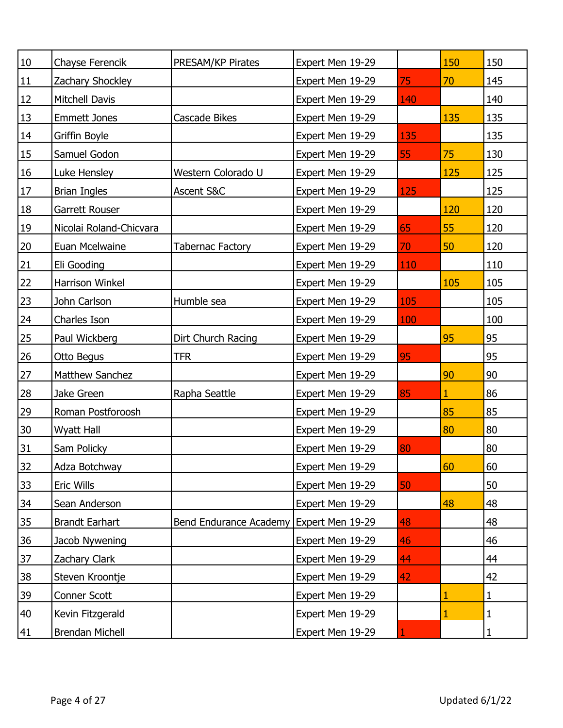| | | | | | | |
|---|---|---|---|---|---|---|
| 10 | Chayse Ferencik | PRESAM/KP Pirates | Expert Men 19-29 | | 150 | 150 |
| 11 | Zachary Shockley | | Expert Men 19-29 | 75 | 70 | 145 |
| 12 | Mitchell Davis | | Expert Men 19-29 | 140 | | 140 |
| 13 | Emmett Jones | Cascade Bikes | Expert Men 19-29 | | 135 | 135 |
| 14 | Griffin Boyle | | Expert Men 19-29 | 135 | | 135 |
| 15 | Samuel Godon | | Expert Men 19-29 | 55 | 75 | 130 |
| 16 | Luke Hensley | Western Colorado U | Expert Men 19-29 | | 125 | 125 |
| 17 | Brian Ingles | Ascent S&C | Expert Men 19-29 | 125 | | 125 |
| 18 | Garrett Rouser | | Expert Men 19-29 | | 120 | 120 |
| 19 | Nicolai Roland-Chicvara | | Expert Men 19-29 | 65 | 55 | 120 |
| 20 | Euan Mcelwaine | Tabernac Factory | Expert Men 19-29 | 70 | 50 | 120 |
| 21 | Eli Gooding | | Expert Men 19-29 | 110 | | 110 |
| 22 | Harrison Winkel | | Expert Men 19-29 | | 105 | 105 |
| 23 | John Carlson | Humble sea | Expert Men 19-29 | 105 | | 105 |
| 24 | Charles Ison | | Expert Men 19-29 | 100 | | 100 |
| 25 | Paul Wickberg | Dirt Church Racing | Expert Men 19-29 | | 95 | 95 |
| 26 | Otto Begus | TFR | Expert Men 19-29 | 95 | | 95 |
| 27 | Matthew Sanchez | | Expert Men 19-29 | | 90 | 90 |
| 28 | Jake Green | Rapha Seattle | Expert Men 19-29 | 85 | 1 | 86 |
| 29 | Roman Postforoosh | | Expert Men 19-29 | | 85 | 85 |
| 30 | Wyatt Hall | | Expert Men 19-29 | | 80 | 80 |
| 31 | Sam Policky | | Expert Men 19-29 | 80 | | 80 |
| 32 | Adza Botchway | | Expert Men 19-29 | | 60 | 60 |
| 33 | Eric Wills | | Expert Men 19-29 | 50 | | 50 |
| 34 | Sean Anderson | | Expert Men 19-29 | | 48 | 48 |
| 35 | Brandt Earhart | Bend Endurance Academy | Expert Men 19-29 | 48 | | 48 |
| 36 | Jacob Nywening | | Expert Men 19-29 | 46 | | 46 |
| 37 | Zachary Clark | | Expert Men 19-29 | 44 | | 44 |
| 38 | Steven Kroontje | | Expert Men 19-29 | 42 | | 42 |
| 39 | Conner Scott | | Expert Men 19-29 | | 1 | 1 |
| 40 | Kevin Fitzgerald | | Expert Men 19-29 | | 1 | 1 |
| 41 | Brendan Michell | | Expert Men 19-29 | 1 | | 1 |

Updated 6/1/22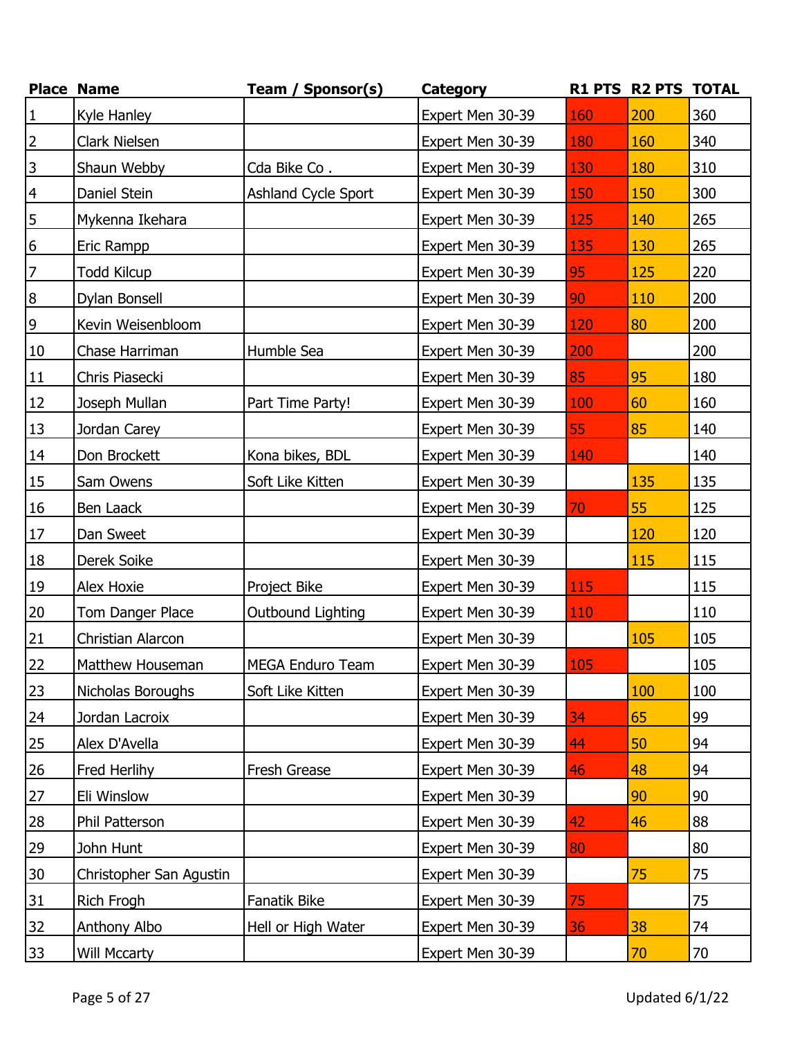| Place | Name | Team / Sponsor(s) | Category | R1 PTS | R2 PTS | TOTAL |
|---|---|---|---|---|---|---|
| 1 | Kyle Hanley | | Expert Men 30-39 | 160 | 200 | 360 |
| 2 | Clark Nielsen | | Expert Men 30-39 | 180 | 160 | 340 |
| 3 | Shaun Webby | Cda Bike Co . | Expert Men 30-39 | 130 | 180 | 310 |
| 4 | Daniel Stein | Ashland Cycle Sport | Expert Men 30-39 | 150 | 150 | 300 |
| 5 | Mykenna Ikehara | | Expert Men 30-39 | 125 | 140 | 265 |
| 6 | Eric Rampp | | Expert Men 30-39 | 135 | 130 | 265 |
| 7 | Todd Kilcup | | Expert Men 30-39 | 95 | 125 | 220 |
| 8 | Dylan Bonsell | | Expert Men 30-39 | 90 | 110 | 200 |
| 9 | Kevin Weisenbloom | | Expert Men 30-39 | 120 | 80 | 200 |
| 10 | Chase Harriman | Humble Sea | Expert Men 30-39 | 200 | | 200 |
| 11 | Chris Piasecki | | Expert Men 30-39 | 85 | 95 | 180 |
| 12 | Joseph Mullan | Part Time Party! | Expert Men 30-39 | 100 | 60 | 160 |
| 13 | Jordan Carey | | Expert Men 30-39 | 55 | 85 | 140 |
| 14 | Don Brockett | Kona bikes, BDL | Expert Men 30-39 | 140 | | 140 |
| 15 | Sam Owens | Soft Like Kitten | Expert Men 30-39 | | 135 | 135 |
| 16 | Ben Laack | | Expert Men 30-39 | 70 | 55 | 125 |
| 17 | Dan Sweet | | Expert Men 30-39 | | 120 | 120 |
| 18 | Derek Soike | | Expert Men 30-39 | | 115 | 115 |
| 19 | Alex Hoxie | Project Bike | Expert Men 30-39 | 115 | | 115 |
| 20 | Tom Danger Place | Outbound Lighting | Expert Men 30-39 | 110 | | 110 |
| 21 | Christian Alarcon | | Expert Men 30-39 | | 105 | 105 |
| 22 | Matthew Houseman | MEGA Enduro Team | Expert Men 30-39 | 105 | | 105 |
| 23 | Nicholas Boroughs | Soft Like Kitten | Expert Men 30-39 | | 100 | 100 |
| 24 | Jordan Lacroix | | Expert Men 30-39 | 34 | 65 | 99 |
| 25 | Alex D'Avella | | Expert Men 30-39 | 44 | 50 | 94 |
| 26 | Fred Herlihy | Fresh Grease | Expert Men 30-39 | 46 | 48 | 94 |
| 27 | Eli Winslow | | Expert Men 30-39 | | 90 | 90 |
| 28 | Phil Patterson | | Expert Men 30-39 | 42 | 46 | 88 |
| 29 | John Hunt | | Expert Men 30-39 | 80 | | 80 |
| 30 | Christopher San Agustin | | Expert Men 30-39 | | 75 | 75 |
| 31 | Rich Frogh | Fanatik Bike | Expert Men 30-39 | 75 | | 75 |
| 32 | Anthony Albo | Hell or High Water | Expert Men 30-39 | 36 | 38 | 74 |
| 33 | Will Mccarty | | Expert Men 30-39 | | 70 | 70 |

Updated 6/1/22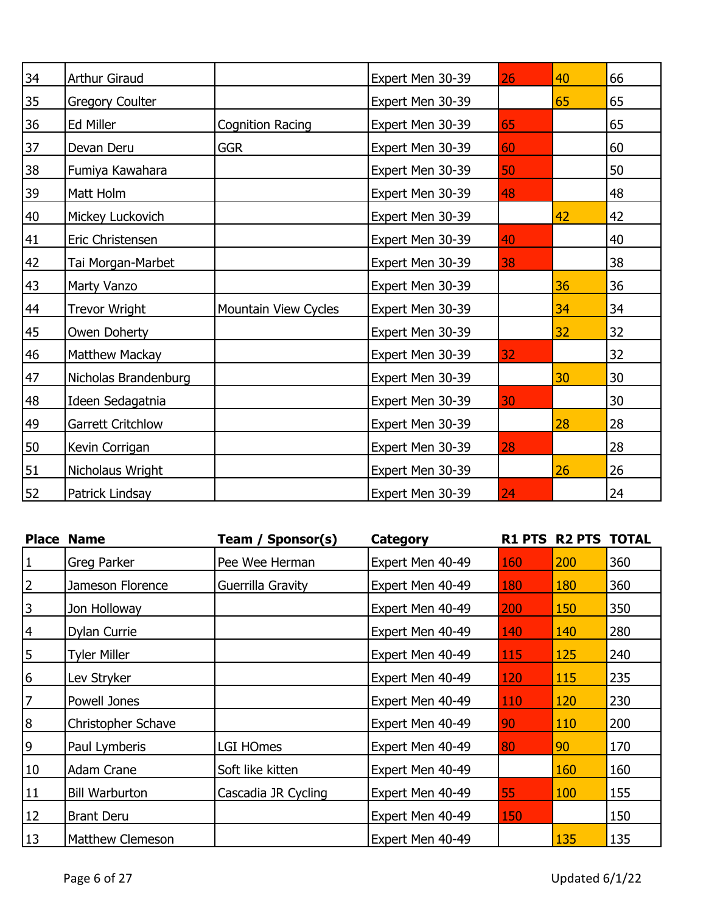| Place | Name | Team / Sponsor(s) | Category | R1 PTS | R2 PTS | TOTAL |
|---|---|---|---|---|---|---|
| 34 | Arthur Giraud | | Expert Men 30-39 | 26 | 40 | 66 |
| 35 | Gregory Coulter | | Expert Men 30-39 | | 65 | 65 |
| 36 | Ed Miller | Cognition Racing | Expert Men 30-39 | 65 | | 65 |
| 37 | Devan Deru | GGR | Expert Men 30-39 | 60 | | 60 |
| 38 | Fumiya Kawahara | | Expert Men 30-39 | 50 | | 50 |
| 39 | Matt Holm | | Expert Men 30-39 | 48 | | 48 |
| 40 | Mickey Luckovich | | Expert Men 30-39 | | 42 | 42 |
| 41 | Eric Christensen | | Expert Men 30-39 | 40 | | 40 |
| 42 | Tai Morgan-Marbet | | Expert Men 30-39 | 38 | | 38 |
| 43 | Marty Vanzo | | Expert Men 30-39 | | 36 | 36 |
| 44 | Trevor Wright | Mountain View Cycles | Expert Men 30-39 | | 34 | 34 |
| 45 | Owen Doherty | | Expert Men 30-39 | | 32 | 32 |
| 46 | Matthew Mackay | | Expert Men 30-39 | 32 | | 32 |
| 47 | Nicholas Brandenburg | | Expert Men 30-39 | | 30 | 30 |
| 48 | Ideen Sedagatnia | | Expert Men 30-39 | 30 | | 30 |
| 49 | Garrett Critchlow | | Expert Men 30-39 | | 28 | 28 |
| 50 | Kevin Corrigan | | Expert Men 30-39 | 28 | | 28 |
| 51 | Nicholaus Wright | | Expert Men 30-39 | | 26 | 26 |
| 52 | Patrick Lindsay | | Expert Men 30-39 | 24 | | 24 |

| Place | Name | Team / Sponsor(s) | Category | R1 PTS | R2 PTS | TOTAL |
|---|---|---|---|---|---|---|
| 1 | Greg Parker | Pee Wee Herman | Expert Men 40-49 | 160 | 200 | 360 |
| 2 | Jameson Florence | Guerrilla Gravity | Expert Men 40-49 | 180 | 180 | 360 |
| 3 | Jon Holloway | | Expert Men 40-49 | 200 | 150 | 350 |
| 4 | Dylan Currie | | Expert Men 40-49 | 140 | 140 | 280 |
| 5 | Tyler Miller | | Expert Men 40-49 | 115 | 125 | 240 |
| 6 | Lev Stryker | | Expert Men 40-49 | 120 | 115 | 235 |
| 7 | Powell Jones | | Expert Men 40-49 | 110 | 120 | 230 |
| 8 | Christopher Schave | | Expert Men 40-49 | 90 | 110 | 200 |
| 9 | Paul Lymberis | LGI HOmes | Expert Men 40-49 | 80 | 90 | 170 |
| 10 | Adam Crane | Soft like kitten | Expert Men 40-49 | | 160 | 160 |
| 11 | Bill Warburton | Cascadia JR Cycling | Expert Men 40-49 | 55 | 100 | 155 |
| 12 | Brant Deru | | Expert Men 40-49 | 150 | | 150 |
| 13 | Matthew Clemeson | | Expert Men 40-49 | | 135 | 135 |

Updated 6/1/22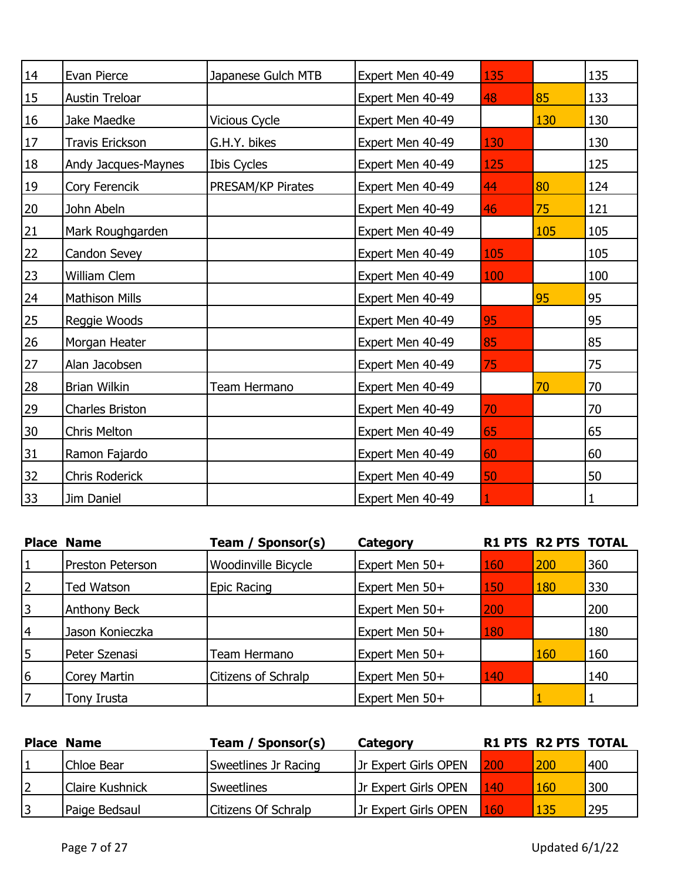| Place | Name | Team / Sponsor(s) | Category | R1 PTS | R2 PTS | TOTAL |
|---|---|---|---|---|---|---|
| 14 | Evan Pierce | Japanese Gulch MTB | Expert Men 40-49 | 135 | | 135 |
| 15 | Austin Treloar | | Expert Men 40-49 | 48 | 85 | 133 |
| 16 | Jake Maedke | Vicious Cycle | Expert Men 40-49 | | 130 | 130 |
| 17 | Travis Erickson | G.H.Y. bikes | Expert Men 40-49 | 130 | | 130 |
| 18 | Andy Jacques-Maynes | Ibis Cycles | Expert Men 40-49 | 125 | | 125 |
| 19 | Cory Ferencik | PRESAM/KP Pirates | Expert Men 40-49 | 44 | 80 | 124 |
| 20 | John Abeln | | Expert Men 40-49 | 46 | 75 | 121 |
| 21 | Mark Roughgarden | | Expert Men 40-49 | | 105 | 105 |
| 22 | Candon Sevey | | Expert Men 40-49 | 105 | | 105 |
| 23 | William Clem | | Expert Men 40-49 | 100 | | 100 |
| 24 | Mathison Mills | | Expert Men 40-49 | | 95 | 95 |
| 25 | Reggie Woods | | Expert Men 40-49 | 95 | | 95 |
| 26 | Morgan Heater | | Expert Men 40-49 | 85 | | 85 |
| 27 | Alan Jacobsen | | Expert Men 40-49 | 75 | | 75 |
| 28 | Brian Wilkin | Team Hermano | Expert Men 40-49 | | 70 | 70 |
| 29 | Charles Briston | | Expert Men 40-49 | 70 | | 70 |
| 30 | Chris Melton | | Expert Men 40-49 | 65 | | 65 |
| 31 | Ramon Fajardo | | Expert Men 40-49 | 60 | | 60 |
| 32 | Chris Roderick | | Expert Men 40-49 | 50 | | 50 |
| 33 | Jim Daniel | | Expert Men 40-49 | 1 | | 1 |

| Place | Name | Team / Sponsor(s) | Category | R1 PTS | R2 PTS | TOTAL |
|---|---|---|---|---|---|---|
| 1 | Preston Peterson | Woodinville Bicycle | Expert Men 50+ | 160 | 200 | 360 |
| 2 | Ted Watson | Epic Racing | Expert Men 50+ | 150 | 180 | 330 |
| 3 | Anthony Beck | | Expert Men 50+ | 200 | | 200 |
| 4 | Jason Konieczka | | Expert Men 50+ | 180 | | 180 |
| 5 | Peter Szenasi | Team Hermano | Expert Men 50+ | | 160 | 160 |
| 6 | Corey Martin | Citizens of Schralp | Expert Men 50+ | 140 | | 140 |
| 7 | Tony Irusta | | Expert Men 50+ | | 1 | 1 |

| Place | Name | Team / Sponsor(s) | Category | R1 PTS | R2 PTS | TOTAL |
|---|---|---|---|---|---|---|
| 1 | Chloe Bear | Sweetlines Jr Racing | Jr Expert Girls OPEN | 200 | 200 | 400 |
| 2 | Claire Kushnick | Sweetlines | Jr Expert Girls OPEN | 140 | 160 | 300 |
| 3 | Paige Bedsaul | Citizens Of Schralp | Jr Expert Girls OPEN | 160 | 135 | 295 |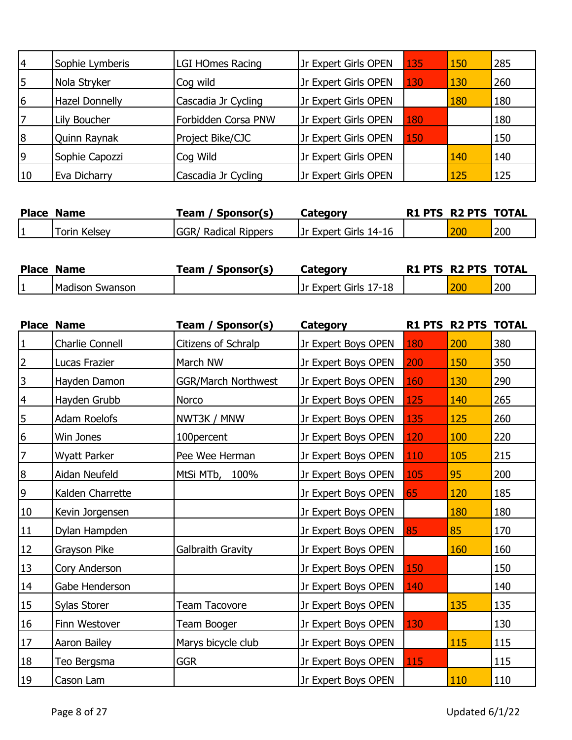| Place | Name | Team / Sponsor(s) | Category | R1 PTS | R2 PTS | TOTAL |
|---|---|---|---|---|---|---|
| 4 | Sophie Lymberis | LGI HOmes Racing | Jr Expert Girls OPEN | 135 | 150 | 285 |
| 5 | Nola Stryker | Cog wild | Jr Expert Girls OPEN | 130 | 130 | 260 |
| 6 | Hazel Donnelly | Cascadia Jr Cycling | Jr Expert Girls OPEN | | 180 | 180 |
| 7 | Lily Boucher | Forbidden Corsa PNW | Jr Expert Girls OPEN | 180 | | 180 |
| 8 | Quinn Raynak | Project Bike/CJC | Jr Expert Girls OPEN | 150 | | 150 |
| 9 | Sophie Capozzi | Cog Wild | Jr Expert Girls OPEN | | 140 | 140 |
| 10 | Eva Dicharry | Cascadia Jr Cycling | Jr Expert Girls OPEN | | 125 | 125 |

| Place | Name | Team / Sponsor(s) | Category | R1 PTS | R2 PTS | TOTAL |
|---|---|---|---|---|---|---|
| 1 | Torin Kelsey | GGR/ Radical Rippers | Jr Expert Girls 14-16 | | 200 | 200 |

| Place | Name | Team / Sponsor(s) | Category | R1 PTS | R2 PTS | TOTAL |
|---|---|---|---|---|---|---|
| 1 | Madison Swanson | | Jr Expert Girls 17-18 | | 200 | 200 |

| Place | Name | Team / Sponsor(s) | Category | R1 PTS | R2 PTS | TOTAL |
|---|---|---|---|---|---|---|
| 1 | Charlie Connell | Citizens of Schralp | Jr Expert Boys OPEN | 180 | 200 | 380 |
| 2 | Lucas Frazier | March NW | Jr Expert Boys OPEN | 200 | 150 | 350 |
| 3 | Hayden Damon | GGR/March Northwest | Jr Expert Boys OPEN | 160 | 130 | 290 |
| 4 | Hayden Grubb | Norco | Jr Expert Boys OPEN | 125 | 140 | 265 |
| 5 | Adam Roelofs | NWT3K / MNW | Jr Expert Boys OPEN | 135 | 125 | 260 |
| 6 | Win Jones | 100percent | Jr Expert Boys OPEN | 120 | 100 | 220 |
| 7 | Wyatt Parker | Pee Wee Herman | Jr Expert Boys OPEN | 110 | 105 | 215 |
| 8 | Aidan Neufeld | MtSi MTb, 100% | Jr Expert Boys OPEN | 105 | 95 | 200 |
| 9 | Kalden Charrette | | Jr Expert Boys OPEN | 65 | 120 | 185 |
| 10 | Kevin Jorgensen | | Jr Expert Boys OPEN | | 180 | 180 |
| 11 | Dylan Hampden | | Jr Expert Boys OPEN | 85 | 85 | 170 |
| 12 | Grayson Pike | Galbraith Gravity | Jr Expert Boys OPEN | | 160 | 160 |
| 13 | Cory Anderson | | Jr Expert Boys OPEN | 150 | | 150 |
| 14 | Gabe Henderson | | Jr Expert Boys OPEN | 140 | | 140 |
| 15 | Sylas Storer | Team Tacovore | Jr Expert Boys OPEN | | 135 | 135 |
| 16 | Finn Westover | Team Booger | Jr Expert Boys OPEN | 130 | | 130 |
| 17 | Aaron Bailey | Marys bicycle club | Jr Expert Boys OPEN | | 115 | 115 |
| 18 | Teo Bergsma | GGR | Jr Expert Boys OPEN | 115 | | 115 |
| 19 | Cason Lam | | Jr Expert Boys OPEN | | 110 | 110 |

Updated 6/1/22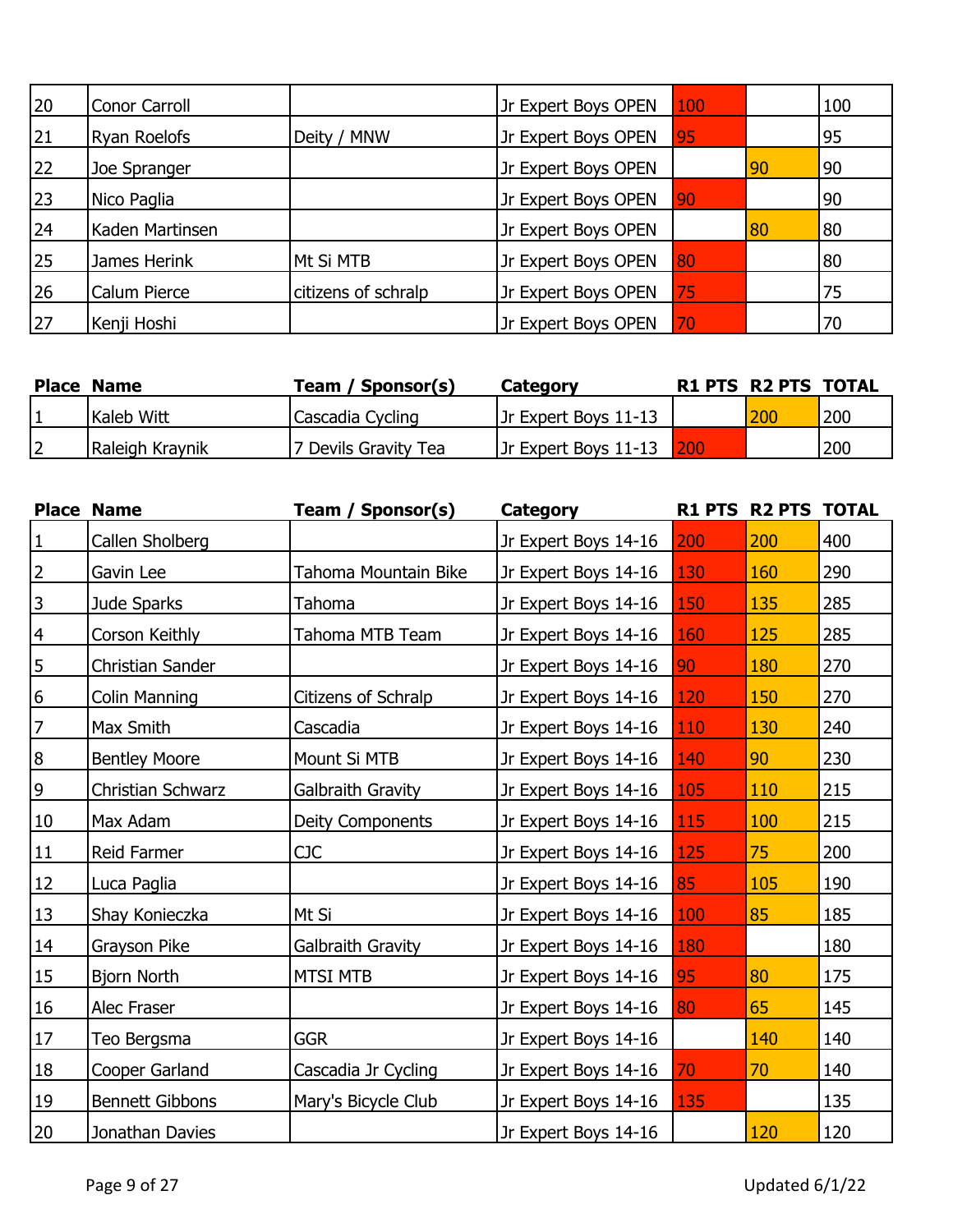| | | | | | | |
|---|---|---|---|---|---|---|
| 20 | Conor Carroll | | Jr Expert Boys OPEN | 100 | | 100 |
| 21 | Ryan Roelofs | Deity / MNW | Jr Expert Boys OPEN | 95 | | 95 |
| 22 | Joe Spranger | | Jr Expert Boys OPEN | | 90 | 90 |
| 23 | Nico Paglia | | Jr Expert Boys OPEN | 90 | | 90 |
| 24 | Kaden Martinsen | | Jr Expert Boys OPEN | | 80 | 80 |
| 25 | James Herink | Mt Si MTB | Jr Expert Boys OPEN | 80 | | 80 |
| 26 | Calum Pierce | citizens of schralp | Jr Expert Boys OPEN | 75 | | 75 |
| 27 | Kenji Hoshi | | Jr Expert Boys OPEN | 70 | | 70 |

| Place | Name | Team / Sponsor(s) | Category | R1 PTS | R2 PTS | TOTAL |
|---|---|---|---|---|---|---|
| 1 | Kaleb Witt | Cascadia Cycling | Jr Expert Boys 11-13 | | 200 | 200 |
| 2 | Raleigh Kraynik | 7 Devils Gravity Tea | Jr Expert Boys 11-13 | 200 | | 200 |

| Place | Name | Team / Sponsor(s) | Category | R1 PTS | R2 PTS | TOTAL |
|---|---|---|---|---|---|---|
| 1 | Callen Sholberg | | Jr Expert Boys 14-16 | 200 | 200 | 400 |
| 2 | Gavin Lee | Tahoma Mountain Bike | Jr Expert Boys 14-16 | 130 | 160 | 290 |
| 3 | Jude Sparks | Tahoma | Jr Expert Boys 14-16 | 150 | 135 | 285 |
| 4 | Corson Keithly | Tahoma MTB Team | Jr Expert Boys 14-16 | 160 | 125 | 285 |
| 5 | Christian Sander | | Jr Expert Boys 14-16 | 90 | 180 | 270 |
| 6 | Colin Manning | Citizens of Schralp | Jr Expert Boys 14-16 | 120 | 150 | 270 |
| 7 | Max Smith | Cascadia | Jr Expert Boys 14-16 | 110 | 130 | 240 |
| 8 | Bentley Moore | Mount Si MTB | Jr Expert Boys 14-16 | 140 | 90 | 230 |
| 9 | Christian Schwarz | Galbraith Gravity | Jr Expert Boys 14-16 | 105 | 110 | 215 |
| 10 | Max Adam | Deity Components | Jr Expert Boys 14-16 | 115 | 100 | 215 |
| 11 | Reid Farmer | CJC | Jr Expert Boys 14-16 | 125 | 75 | 200 |
| 12 | Luca Paglia | | Jr Expert Boys 14-16 | 85 | 105 | 190 |
| 13 | Shay Konieczka | Mt Si | Jr Expert Boys 14-16 | 100 | 85 | 185 |
| 14 | Grayson Pike | Galbraith Gravity | Jr Expert Boys 14-16 | 180 | | 180 |
| 15 | Bjorn North | MTSI MTB | Jr Expert Boys 14-16 | 95 | 80 | 175 |
| 16 | Alec Fraser | | Jr Expert Boys 14-16 | 80 | 65 | 145 |
| 17 | Teo Bergsma | GGR | Jr Expert Boys 14-16 | | 140 | 140 |
| 18 | Cooper Garland | Cascadia Jr Cycling | Jr Expert Boys 14-16 | 70 | 70 | 140 |
| 19 | Bennett Gibbons | Mary's Bicycle Club | Jr Expert Boys 14-16 | 135 | | 135 |
| 20 | Jonathan Davies | | Jr Expert Boys 14-16 | | 120 | 120 |

Updated 6/1/22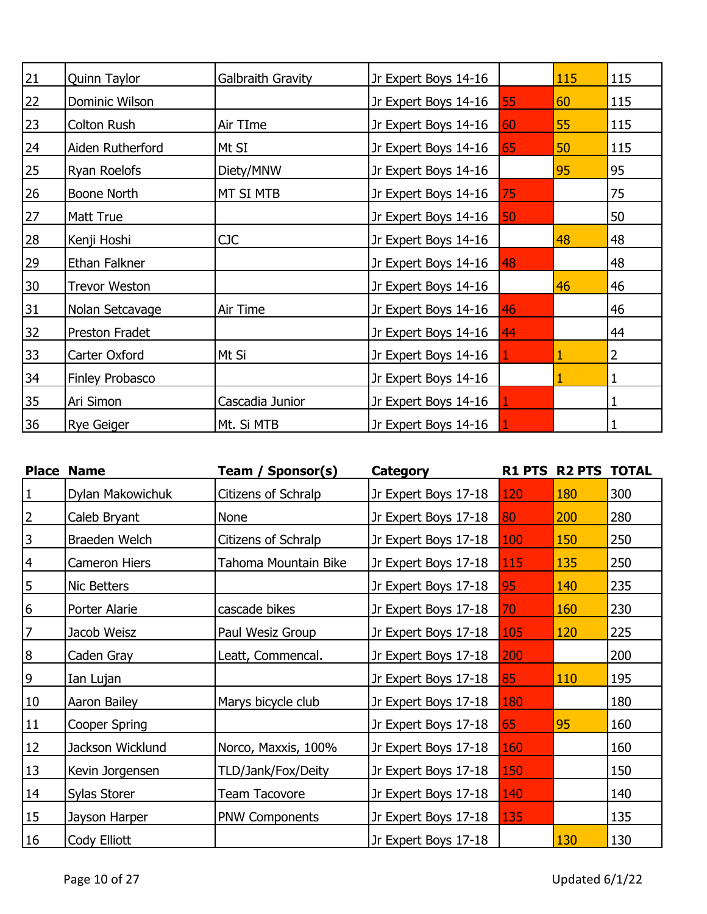| Place | Name | Team / Sponsor(s) | Category | R1 PTS | R2 PTS | TOTAL |
|---|---|---|---|---|---|---|
| 21 | Quinn Taylor | Galbraith Gravity | Jr Expert Boys 14-16 | | 115 | 115 |
| 22 | Dominic Wilson | | Jr Expert Boys 14-16 | 55 | 60 | 115 |
| 23 | Colton Rush | Air TIme | Jr Expert Boys 14-16 | 60 | 55 | 115 |
| 24 | Aiden Rutherford | Mt SI | Jr Expert Boys 14-16 | 65 | 50 | 115 |
| 25 | Ryan Roelofs | Diety/MNW | Jr Expert Boys 14-16 | | 95 | 95 |
| 26 | Boone North | MT SI MTB | Jr Expert Boys 14-16 | 75 | | 75 |
| 27 | Matt True | | Jr Expert Boys 14-16 | 50 | | 50 |
| 28 | Kenji Hoshi | CJC | Jr Expert Boys 14-16 | | 48 | 48 |
| 29 | Ethan Falkner | | Jr Expert Boys 14-16 | 48 | | 48 |
| 30 | Trevor Weston | | Jr Expert Boys 14-16 | | 46 | 46 |
| 31 | Nolan Setcavage | Air Time | Jr Expert Boys 14-16 | 46 | | 46 |
| 32 | Preston Fradet | | Jr Expert Boys 14-16 | 44 | | 44 |
| 33 | Carter Oxford | Mt Si | Jr Expert Boys 14-16 | 1 | 1 | 2 |
| 34 | Finley Probasco | | Jr Expert Boys 14-16 | | 1 | 1 |
| 35 | Ari Simon | Cascadia Junior | Jr Expert Boys 14-16 | 1 | | 1 |
| 36 | Rye Geiger | Mt. Si MTB | Jr Expert Boys 14-16 | 1 | | 1 |

| Place | Name | Team / Sponsor(s) | Category | R1 PTS | R2 PTS | TOTAL |
|---|---|---|---|---|---|---|
| 1 | Dylan Makowichuk | Citizens of Schralp | Jr Expert Boys 17-18 | 120 | 180 | 300 |
| 2 | Caleb Bryant | None | Jr Expert Boys 17-18 | 80 | 200 | 280 |
| 3 | Braeden Welch | Citizens of Schralp | Jr Expert Boys 17-18 | 100 | 150 | 250 |
| 4 | Cameron Hiers | Tahoma Mountain Bike | Jr Expert Boys 17-18 | 115 | 135 | 250 |
| 5 | Nic Betters | | Jr Expert Boys 17-18 | 95 | 140 | 235 |
| 6 | Porter Alarie | cascade bikes | Jr Expert Boys 17-18 | 70 | 160 | 230 |
| 7 | Jacob Weisz | Paul Wesiz Group | Jr Expert Boys 17-18 | 105 | 120 | 225 |
| 8 | Caden Gray | Leatt, Commencal. | Jr Expert Boys 17-18 | 200 | | 200 |
| 9 | Ian Lujan | | Jr Expert Boys 17-18 | 85 | 110 | 195 |
| 10 | Aaron Bailey | Marys bicycle club | Jr Expert Boys 17-18 | 180 | | 180 |
| 11 | Cooper Spring | | Jr Expert Boys 17-18 | 65 | 95 | 160 |
| 12 | Jackson Wicklund | Norco, Maxxis, 100% | Jr Expert Boys 17-18 | 160 | | 160 |
| 13 | Kevin Jorgensen | TLD/Jank/Fox/Deity | Jr Expert Boys 17-18 | 150 | | 150 |
| 14 | Sylas Storer | Team Tacovore | Jr Expert Boys 17-18 | 140 | | 140 |
| 15 | Jayson Harper | PNW Components | Jr Expert Boys 17-18 | 135 | | 135 |
| 16 | Cody Elliott | | Jr Expert Boys 17-18 | | 130 | 130 |

Updated 6/1/22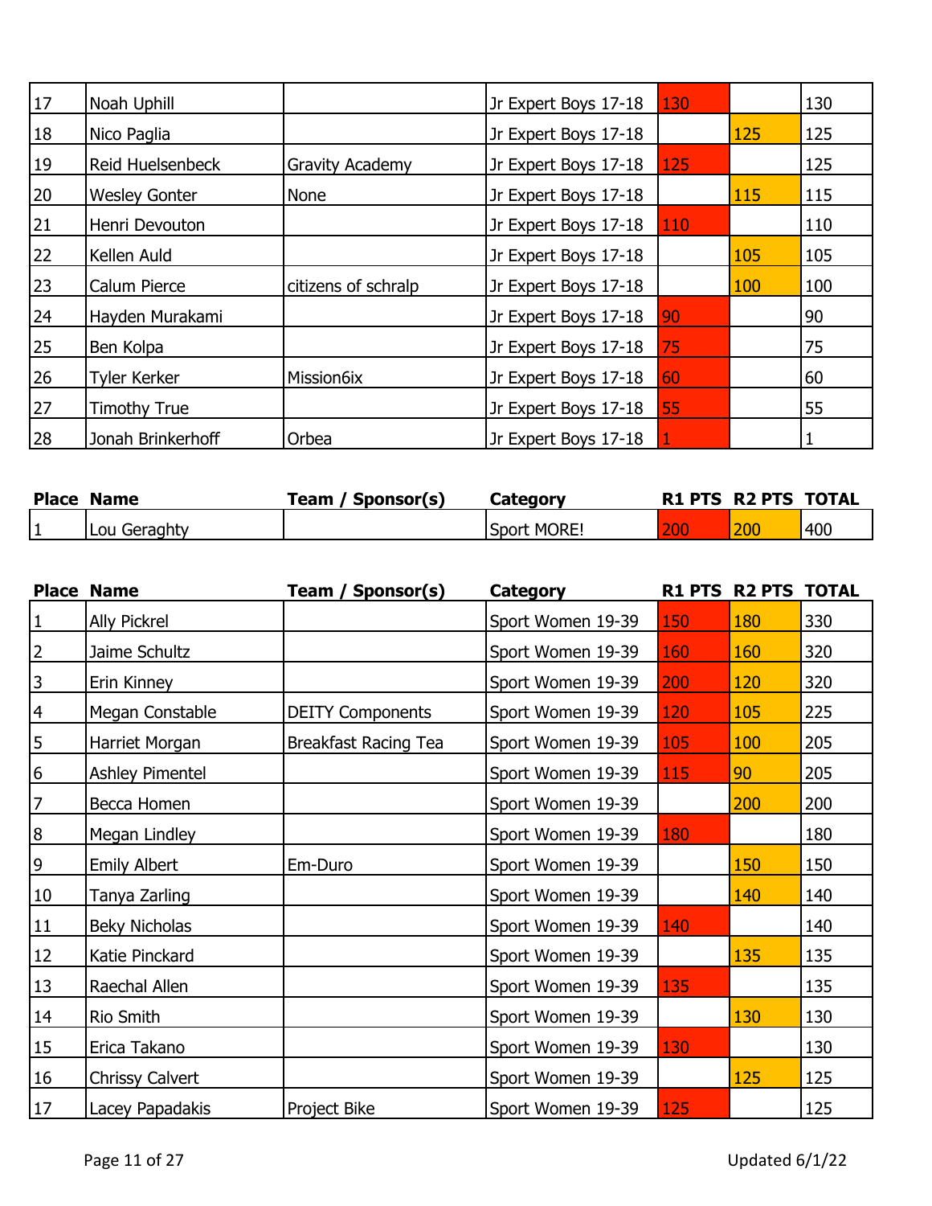| Place | Name | Team / Sponsor(s) | Category | R1 PTS | R2 PTS | TOTAL |
|---|---|---|---|---|---|---|
| 17 | Noah Uphill | | Jr Expert Boys 17-18 | 130 | | 130 |
| 18 | Nico Paglia | | Jr Expert Boys 17-18 | | 125 | 125 |
| 19 | Reid Huelsenbeck | Gravity Academy | Jr Expert Boys 17-18 | 125 | | 125 |
| 20 | Wesley Gonter | None | Jr Expert Boys 17-18 | | 115 | 115 |
| 21 | Henri Devouton | | Jr Expert Boys 17-18 | 110 | | 110 |
| 22 | Kellen Auld | | Jr Expert Boys 17-18 | | 105 | 105 |
| 23 | Calum Pierce | citizens of schralp | Jr Expert Boys 17-18 | | 100 | 100 |
| 24 | Hayden Murakami | | Jr Expert Boys 17-18 | 90 | | 90 |
| 25 | Ben Kolpa | | Jr Expert Boys 17-18 | 75 | | 75 |
| 26 | Tyler Kerker | Mission6ix | Jr Expert Boys 17-18 | 60 | | 60 |
| 27 | Timothy True | | Jr Expert Boys 17-18 | 55 | | 55 |
| 28 | Jonah Brinkerhoff | Orbea | Jr Expert Boys 17-18 | 1 | | 1 |

| Place | Name | Team / Sponsor(s) | Category | R1 PTS | R2 PTS | TOTAL |
|---|---|---|---|---|---|---|
| 1 | Lou Geraghty | | Sport MORE! | 200 | 200 | 400 |

| Place | Name | Team / Sponsor(s) | Category | R1 PTS | R2 PTS | TOTAL |
|---|---|---|---|---|---|---|
| 1 | Ally Pickrel | | Sport Women 19-39 | 150 | 180 | 330 |
| 2 | Jaime Schultz | | Sport Women 19-39 | 160 | 160 | 320 |
| 3 | Erin Kinney | | Sport Women 19-39 | 200 | 120 | 320 |
| 4 | Megan Constable | DEITY Components | Sport Women 19-39 | 120 | 105 | 225 |
| 5 | Harriet Morgan | Breakfast Racing Tea | Sport Women 19-39 | 105 | 100 | 205 |
| 6 | Ashley Pimentel | | Sport Women 19-39 | 115 | 90 | 205 |
| 7 | Becca Homen | | Sport Women 19-39 | | 200 | 200 |
| 8 | Megan Lindley | | Sport Women 19-39 | 180 | | 180 |
| 9 | Emily Albert | Em-Duro | Sport Women 19-39 | | 150 | 150 |
| 10 | Tanya Zarling | | Sport Women 19-39 | | 140 | 140 |
| 11 | Beky Nicholas | | Sport Women 19-39 | 140 | | 140 |
| 12 | Katie Pinckard | | Sport Women 19-39 | | 135 | 135 |
| 13 | Raechal Allen | | Sport Women 19-39 | 135 | | 135 |
| 14 | Rio Smith | | Sport Women 19-39 | | 130 | 130 |
| 15 | Erica Takano | | Sport Women 19-39 | 130 | | 130 |
| 16 | Chrissy Calvert | | Sport Women 19-39 | | 125 | 125 |
| 17 | Lacey Papadakis | Project Bike | Sport Women 19-39 | 125 | | 125 |

Updated 6/1/22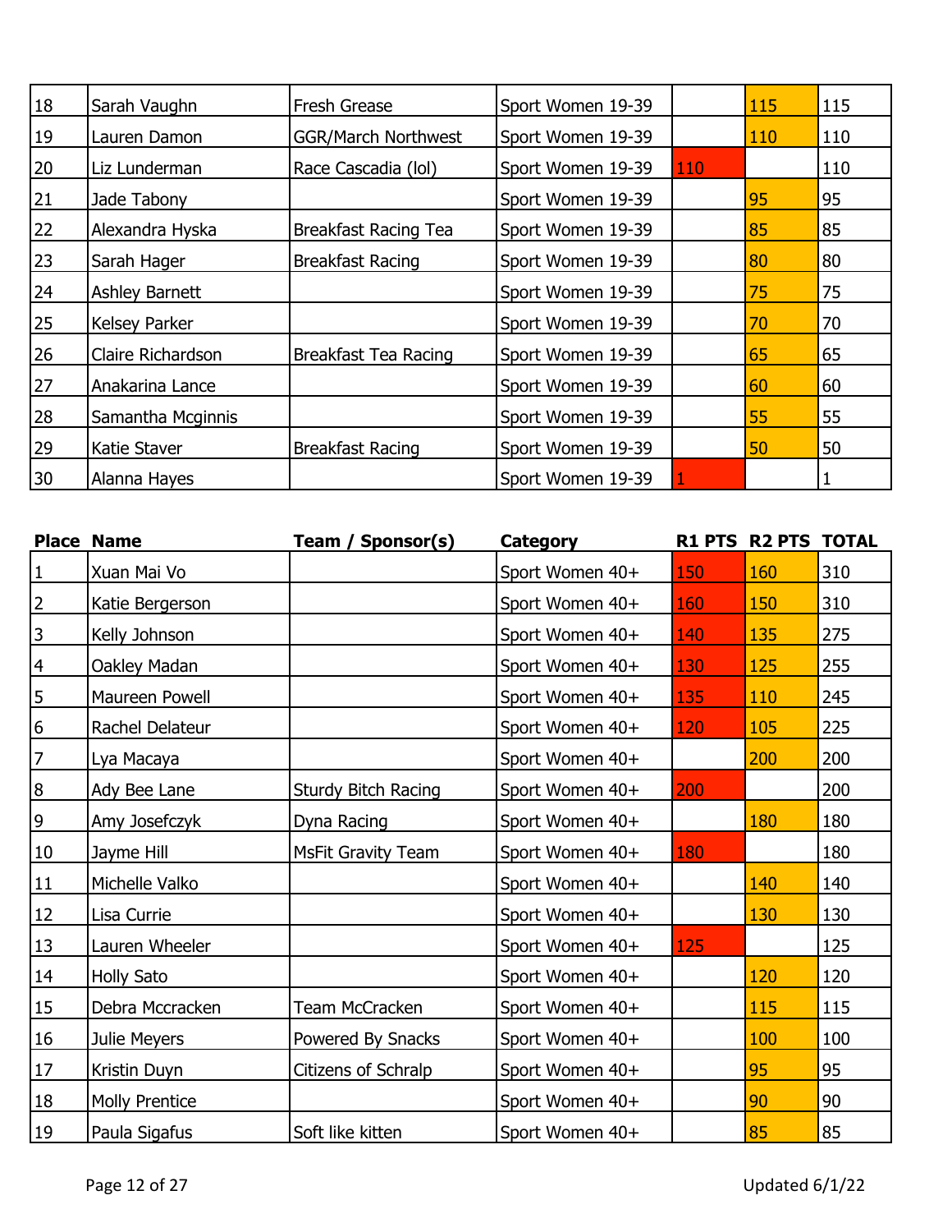| | | | | | | |
|---|---|---|---|---|---|---|
| 18 | Sarah Vaughn | Fresh Grease | Sport Women 19-39 | | 115 | 115 |
| 19 | Lauren Damon | GGR/March Northwest | Sport Women 19-39 | | 110 | 110 |
| 20 | Liz Lunderman | Race Cascadia (lol) | Sport Women 19-39 | 110 | | 110 |
| 21 | Jade Tabony | | Sport Women 19-39 | | 95 | 95 |
| 22 | Alexandra Hyska | Breakfast Racing Tea | Sport Women 19-39 | | 85 | 85 |
| 23 | Sarah Hager | Breakfast Racing | Sport Women 19-39 | | 80 | 80 |
| 24 | Ashley Barnett | | Sport Women 19-39 | | 75 | 75 |
| 25 | Kelsey Parker | | Sport Women 19-39 | | 70 | 70 |
| 26 | Claire Richardson | Breakfast Tea Racing | Sport Women 19-39 | | 65 | 65 |
| 27 | Anakarina Lance | | Sport Women 19-39 | | 60 | 60 |
| 28 | Samantha Mcginnis | | Sport Women 19-39 | | 55 | 55 |
| 29 | Katie Staver | Breakfast Racing | Sport Women 19-39 | | 50 | 50 |
| 30 | Alanna Hayes | | Sport Women 19-39 | 1 | | 1 |

| Place | Name | Team / Sponsor(s) | Category | R1 PTS | R2 PTS | TOTAL |
|---|---|---|---|---|---|---|
| 1 | Xuan Mai Vo | | Sport Women 40+ | 150 | 160 | 310 |
| 2 | Katie Bergerson | | Sport Women 40+ | 160 | 150 | 310 |
| 3 | Kelly Johnson | | Sport Women 40+ | 140 | 135 | 275 |
| 4 | Oakley Madan | | Sport Women 40+ | 130 | 125 | 255 |
| 5 | Maureen Powell | | Sport Women 40+ | 135 | 110 | 245 |
| 6 | Rachel Delateur | | Sport Women 40+ | 120 | 105 | 225 |
| 7 | Lya Macaya | | Sport Women 40+ | | 200 | 200 |
| 8 | Ady Bee Lane | Sturdy Bitch Racing | Sport Women 40+ | 200 | | 200 |
| 9 | Amy Josefczyk | Dyna Racing | Sport Women 40+ | | 180 | 180 |
| 10 | Jayme Hill | MsFit Gravity Team | Sport Women 40+ | 180 | | 180 |
| 11 | Michelle Valko | | Sport Women 40+ | | 140 | 140 |
| 12 | Lisa Currie | | Sport Women 40+ | | 130 | 130 |
| 13 | Lauren Wheeler | | Sport Women 40+ | 125 | | 125 |
| 14 | Holly Sato | | Sport Women 40+ | | 120 | 120 |
| 15 | Debra Mccracken | Team McCracken | Sport Women 40+ | | 115 | 115 |
| 16 | Julie Meyers | Powered By Snacks | Sport Women 40+ | | 100 | 100 |
| 17 | Kristin Duyn | Citizens of Schralp | Sport Women 40+ | | 95 | 95 |
| 18 | Molly Prentice | | Sport Women 40+ | | 90 | 90 |
| 19 | Paula Sigafus | Soft like kitten | Sport Women 40+ | | 85 | 85 |

Updated 6/1/22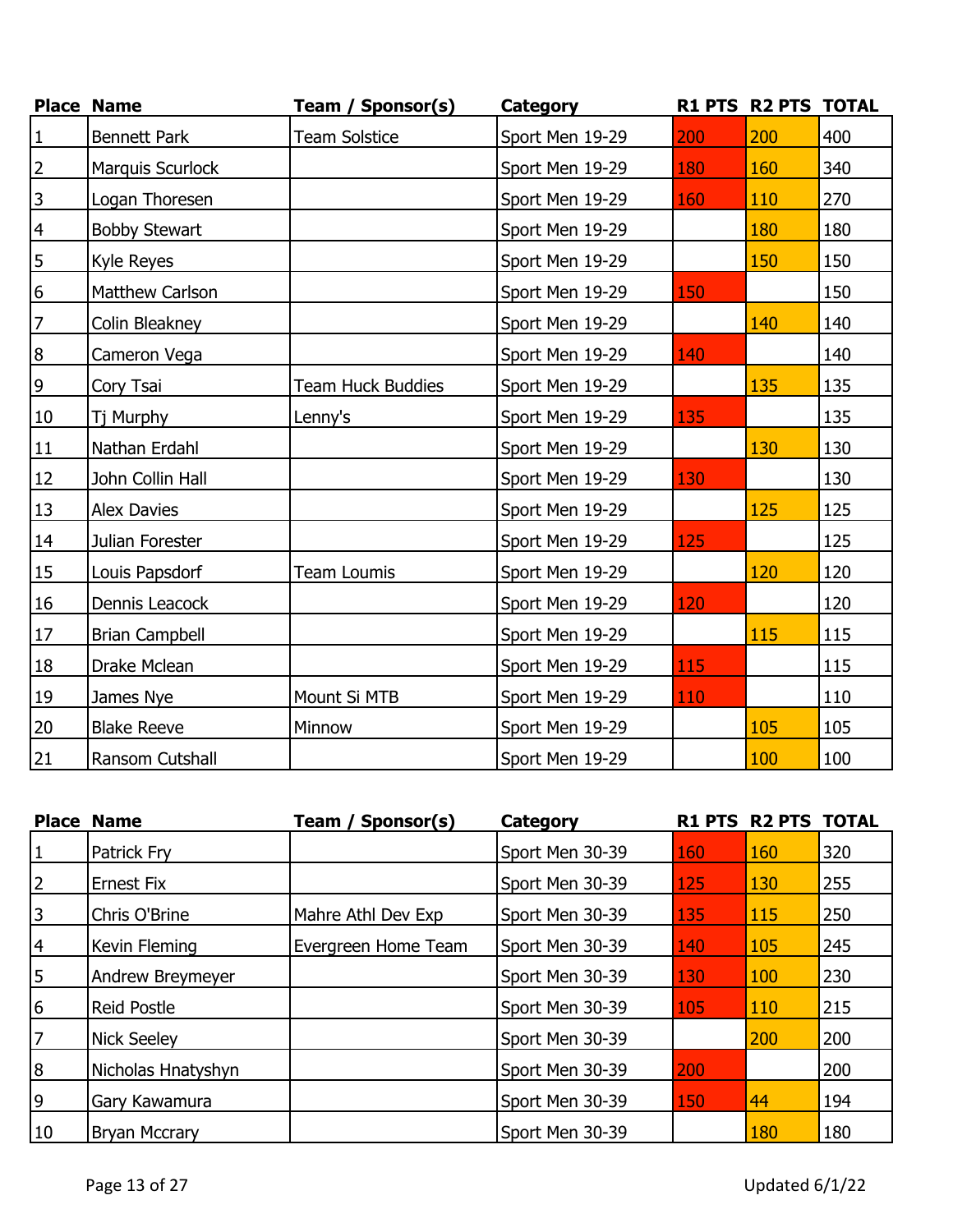| Place | Name | Team / Sponsor(s) | Category | R1 PTS | R2 PTS | TOTAL |
|---|---|---|---|---|---|---|
| 1 | Bennett Park | Team Solstice | Sport Men 19-29 | 200 | 200 | 400 |
| 2 | Marquis Scurlock | | Sport Men 19-29 | 180 | 160 | 340 |
| 3 | Logan Thoresen | | Sport Men 19-29 | 160 | 110 | 270 |
| 4 | Bobby Stewart | | Sport Men 19-29 | | 180 | 180 |
| 5 | Kyle Reyes | | Sport Men 19-29 | | 150 | 150 |
| 6 | Matthew Carlson | | Sport Men 19-29 | 150 | | 150 |
| 7 | Colin Bleakney | | Sport Men 19-29 | | 140 | 140 |
| 8 | Cameron Vega | | Sport Men 19-29 | 140 | | 140 |
| 9 | Cory Tsai | Team Huck Buddies | Sport Men 19-29 | | 135 | 135 |
| 10 | Tj Murphy | Lenny's | Sport Men 19-29 | 135 | | 135 |
| 11 | Nathan Erdahl | | Sport Men 19-29 | | 130 | 130 |
| 12 | John Collin Hall | | Sport Men 19-29 | 130 | | 130 |
| 13 | Alex Davies | | Sport Men 19-29 | | 125 | 125 |
| 14 | Julian Forester | | Sport Men 19-29 | 125 | | 125 |
| 15 | Louis Papsdorf | Team Loumis | Sport Men 19-29 | | 120 | 120 |
| 16 | Dennis Leacock | | Sport Men 19-29 | 120 | | 120 |
| 17 | Brian Campbell | | Sport Men 19-29 | | 115 | 115 |
| 18 | Drake Mclean | | Sport Men 19-29 | 115 | | 115 |
| 19 | James Nye | Mount Si MTB | Sport Men 19-29 | 110 | | 110 |
| 20 | Blake Reeve | Minnow | Sport Men 19-29 | | 105 | 105 |
| 21 | Ransom Cutshall | | Sport Men 19-29 | | 100 | 100 |

| Place | Name | Team / Sponsor(s) | Category | R1 PTS | R2 PTS | TOTAL |
|---|---|---|---|---|---|---|
| 1 | Patrick Fry | | Sport Men 30-39 | 160 | 160 | 320 |
| 2 | Ernest Fix | | Sport Men 30-39 | 125 | 130 | 255 |
| 3 | Chris O'Brine | Mahre Athl Dev Exp | Sport Men 30-39 | 135 | 115 | 250 |
| 4 | Kevin Fleming | Evergreen Home Team | Sport Men 30-39 | 140 | 105 | 245 |
| 5 | Andrew Breymeyer | | Sport Men 30-39 | 130 | 100 | 230 |
| 6 | Reid Postle | | Sport Men 30-39 | 105 | 110 | 215 |
| 7 | Nick Seeley | | Sport Men 30-39 | | 200 | 200 |
| 8 | Nicholas Hnatyshyn | | Sport Men 30-39 | 200 | | 200 |
| 9 | Gary Kawamura | | Sport Men 30-39 | 150 | 44 | 194 |
| 10 | Bryan Mccrary | | Sport Men 30-39 | | 180 | 180 |

Updated 6/1/22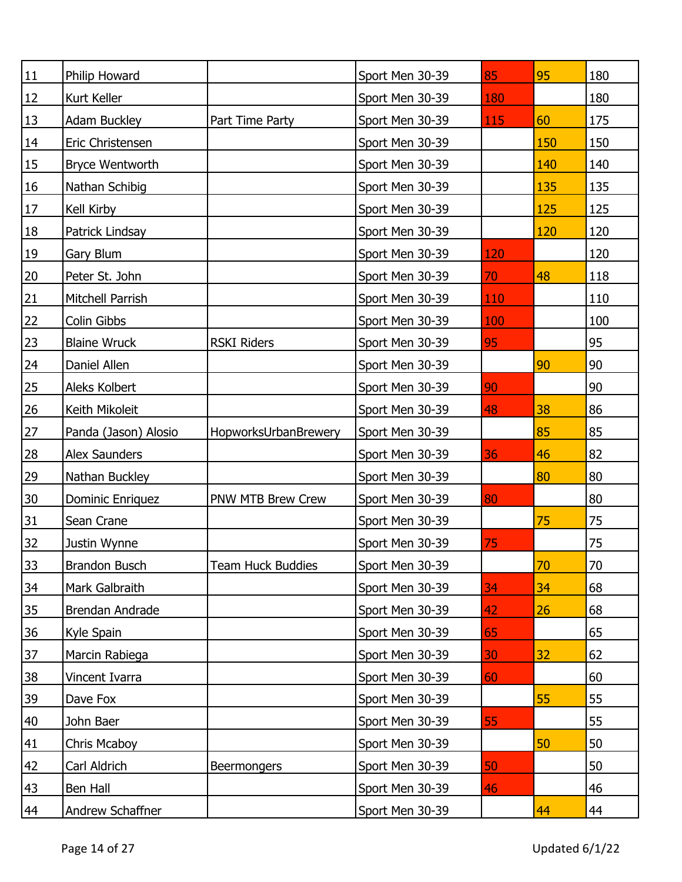| | | | | | | |
|---|---|---|---|---|---|---|
| 11 | Philip Howard | | Sport Men 30-39 | 85 | 95 | 180 |
| 12 | Kurt Keller | | Sport Men 30-39 | 180 | | 180 |
| 13 | Adam Buckley | Part Time Party | Sport Men 30-39 | 115 | 60 | 175 |
| 14 | Eric Christensen | | Sport Men 30-39 | | 150 | 150 |
| 15 | Bryce Wentworth | | Sport Men 30-39 | | 140 | 140 |
| 16 | Nathan Schibig | | Sport Men 30-39 | | 135 | 135 |
| 17 | Kell Kirby | | Sport Men 30-39 | | 125 | 125 |
| 18 | Patrick Lindsay | | Sport Men 30-39 | | 120 | 120 |
| 19 | Gary Blum | | Sport Men 30-39 | 120 | | 120 |
| 20 | Peter St. John | | Sport Men 30-39 | 70 | 48 | 118 |
| 21 | Mitchell Parrish | | Sport Men 30-39 | 110 | | 110 |
| 22 | Colin Gibbs | | Sport Men 30-39 | 100 | | 100 |
| 23 | Blaine Wruck | RSKI Riders | Sport Men 30-39 | 95 | | 95 |
| 24 | Daniel Allen | | Sport Men 30-39 | | 90 | 90 |
| 25 | Aleks Kolbert | | Sport Men 30-39 | 90 | | 90 |
| 26 | Keith Mikoleit | | Sport Men 30-39 | 48 | 38 | 86 |
| 27 | Panda (Jason) Alosio | HopworksUrbanBrewery | Sport Men 30-39 | | 85 | 85 |
| 28 | Alex Saunders | | Sport Men 30-39 | 36 | 46 | 82 |
| 29 | Nathan Buckley | | Sport Men 30-39 | | 80 | 80 |
| 30 | Dominic Enriquez | PNW MTB Brew Crew | Sport Men 30-39 | 80 | | 80 |
| 31 | Sean Crane | | Sport Men 30-39 | | 75 | 75 |
| 32 | Justin Wynne | | Sport Men 30-39 | 75 | | 75 |
| 33 | Brandon Busch | Team Huck Buddies | Sport Men 30-39 | | 70 | 70 |
| 34 | Mark Galbraith | | Sport Men 30-39 | 34 | 34 | 68 |
| 35 | Brendan Andrade | | Sport Men 30-39 | 42 | 26 | 68 |
| 36 | Kyle Spain | | Sport Men 30-39 | 65 | | 65 |
| 37 | Marcin Rabiega | | Sport Men 30-39 | 30 | 32 | 62 |
| 38 | Vincent Ivarra | | Sport Men 30-39 | 60 | | 60 |
| 39 | Dave Fox | | Sport Men 30-39 | | 55 | 55 |
| 40 | John Baer | | Sport Men 30-39 | 55 | | 55 |
| 41 | Chris Mcaboy | | Sport Men 30-39 | | 50 | 50 |
| 42 | Carl Aldrich | Beermongers | Sport Men 30-39 | 50 | | 50 |
| 43 | Ben Hall | | Sport Men 30-39 | 46 | | 46 |
| 44 | Andrew Schaffner | | Sport Men 30-39 | | 44 | 44 |

Updated 6/1/22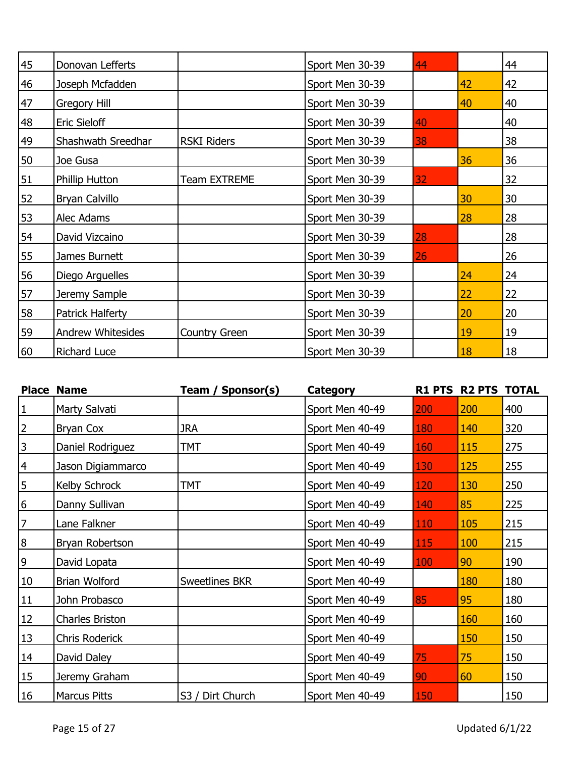| | | | | | | |
|---|---|---|---|---|---|---|
| 45 | Donovan Lefferts | | Sport Men 30-39 | 44 | | 44 |
| 46 | Joseph Mcfadden | | Sport Men 30-39 | | 42 | 42 |
| 47 | Gregory Hill | | Sport Men 30-39 | | 40 | 40 |
| 48 | Eric Sieloff | | Sport Men 30-39 | 40 | | 40 |
| 49 | Shashwath Sreedhar | RSKI Riders | Sport Men 30-39 | 38 | | 38 |
| 50 | Joe Gusa | | Sport Men 30-39 | | 36 | 36 |
| 51 | Phillip Hutton | Team EXTREME | Sport Men 30-39 | 32 | | 32 |
| 52 | Bryan Calvillo | | Sport Men 30-39 | | 30 | 30 |
| 53 | Alec Adams | | Sport Men 30-39 | | 28 | 28 |
| 54 | David Vizcaino | | Sport Men 30-39 | 28 | | 28 |
| 55 | James Burnett | | Sport Men 30-39 | 26 | | 26 |
| 56 | Diego Arguelles | | Sport Men 30-39 | | 24 | 24 |
| 57 | Jeremy Sample | | Sport Men 30-39 | | 22 | 22 |
| 58 | Patrick Halferty | | Sport Men 30-39 | | 20 | 20 |
| 59 | Andrew Whitesides | Country Green | Sport Men 30-39 | | 19 | 19 |
| 60 | Richard Luce | | Sport Men 30-39 | | 18 | 18 |

| Place | Name | Team / Sponsor(s) | Category | R1 PTS | R2 PTS | TOTAL |
|---|---|---|---|---|---|---|
| 1 | Marty Salvati | | Sport Men 40-49 | 200 | 200 | 400 |
| 2 | Bryan Cox | JRA | Sport Men 40-49 | 180 | 140 | 320 |
| 3 | Daniel Rodriguez | TMT | Sport Men 40-49 | 160 | 115 | 275 |
| 4 | Jason Digiammarco | | Sport Men 40-49 | 130 | 125 | 255 |
| 5 | Kelby Schrock | TMT | Sport Men 40-49 | 120 | 130 | 250 |
| 6 | Danny Sullivan | | Sport Men 40-49 | 140 | 85 | 225 |
| 7 | Lane Falkner | | Sport Men 40-49 | 110 | 105 | 215 |
| 8 | Bryan Robertson | | Sport Men 40-49 | 115 | 100 | 215 |
| 9 | David Lopata | | Sport Men 40-49 | 100 | 90 | 190 |
| 10 | Brian Wolford | Sweetlines BKR | Sport Men 40-49 | | 180 | 180 |
| 11 | John Probasco | | Sport Men 40-49 | 85 | 95 | 180 |
| 12 | Charles Briston | | Sport Men 40-49 | | 160 | 160 |
| 13 | Chris Roderick | | Sport Men 40-49 | | 150 | 150 |
| 14 | David Daley | | Sport Men 40-49 | 75 | 75 | 150 |
| 15 | Jeremy Graham | | Sport Men 40-49 | 90 | 60 | 150 |
| 16 | Marcus Pitts | S3 / Dirt Church | Sport Men 40-49 | 150 | | 150 |

Updated 6/1/22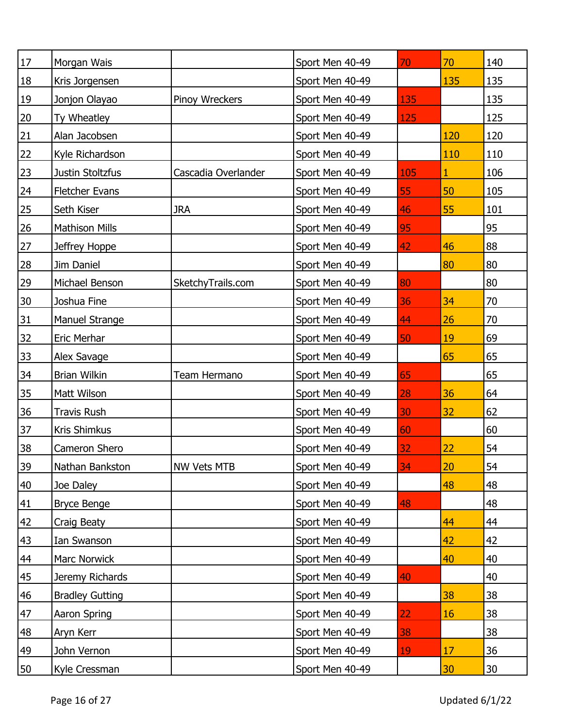| | | | | | | |
|---|---|---|---|---|---|---|
| 17 | Morgan Wais | | Sport Men 40-49 | 70 | 70 | 140 |
| 18 | Kris Jorgensen | | Sport Men 40-49 | | 135 | 135 |
| 19 | Jonjon Olayao | Pinoy Wreckers | Sport Men 40-49 | 135 | | 135 |
| 20 | Ty Wheatley | | Sport Men 40-49 | 125 | | 125 |
| 21 | Alan Jacobsen | | Sport Men 40-49 | | 120 | 120 |
| 22 | Kyle Richardson | | Sport Men 40-49 | | 110 | 110 |
| 23 | Justin Stoltzfus | Cascadia Overlander | Sport Men 40-49 | 105 | 1 | 106 |
| 24 | Fletcher Evans | | Sport Men 40-49 | 55 | 50 | 105 |
| 25 | Seth Kiser | JRA | Sport Men 40-49 | 46 | 55 | 101 |
| 26 | Mathison Mills | | Sport Men 40-49 | 95 | | 95 |
| 27 | Jeffrey Hoppe | | Sport Men 40-49 | 42 | 46 | 88 |
| 28 | Jim Daniel | | Sport Men 40-49 | | 80 | 80 |
| 29 | Michael Benson | SketchyTrails.com | Sport Men 40-49 | 80 | | 80 |
| 30 | Joshua Fine | | Sport Men 40-49 | 36 | 34 | 70 |
| 31 | Manuel Strange | | Sport Men 40-49 | 44 | 26 | 70 |
| 32 | Eric Merhar | | Sport Men 40-49 | 50 | 19 | 69 |
| 33 | Alex Savage | | Sport Men 40-49 | | 65 | 65 |
| 34 | Brian Wilkin | Team Hermano | Sport Men 40-49 | 65 | | 65 |
| 35 | Matt Wilson | | Sport Men 40-49 | 28 | 36 | 64 |
| 36 | Travis Rush | | Sport Men 40-49 | 30 | 32 | 62 |
| 37 | Kris Shimkus | | Sport Men 40-49 | 60 | | 60 |
| 38 | Cameron Shero | | Sport Men 40-49 | 32 | 22 | 54 |
| 39 | Nathan Bankston | NW Vets MTB | Sport Men 40-49 | 34 | 20 | 54 |
| 40 | Joe Daley | | Sport Men 40-49 | | 48 | 48 |
| 41 | Bryce Benge | | Sport Men 40-49 | 48 | | 48 |
| 42 | Craig Beaty | | Sport Men 40-49 | | 44 | 44 |
| 43 | Ian Swanson | | Sport Men 40-49 | | 42 | 42 |
| 44 | Marc Norwick | | Sport Men 40-49 | | 40 | 40 |
| 45 | Jeremy Richards | | Sport Men 40-49 | 40 | | 40 |
| 46 | Bradley Gutting | | Sport Men 40-49 | | 38 | 38 |
| 47 | Aaron Spring | | Sport Men 40-49 | 22 | 16 | 38 |
| 48 | Aryn Kerr | | Sport Men 40-49 | 38 | | 38 |
| 49 | John Vernon | | Sport Men 40-49 | 19 | 17 | 36 |
| 50 | Kyle Cressman | | Sport Men 40-49 | | 30 | 30 |

Updated 6/1/22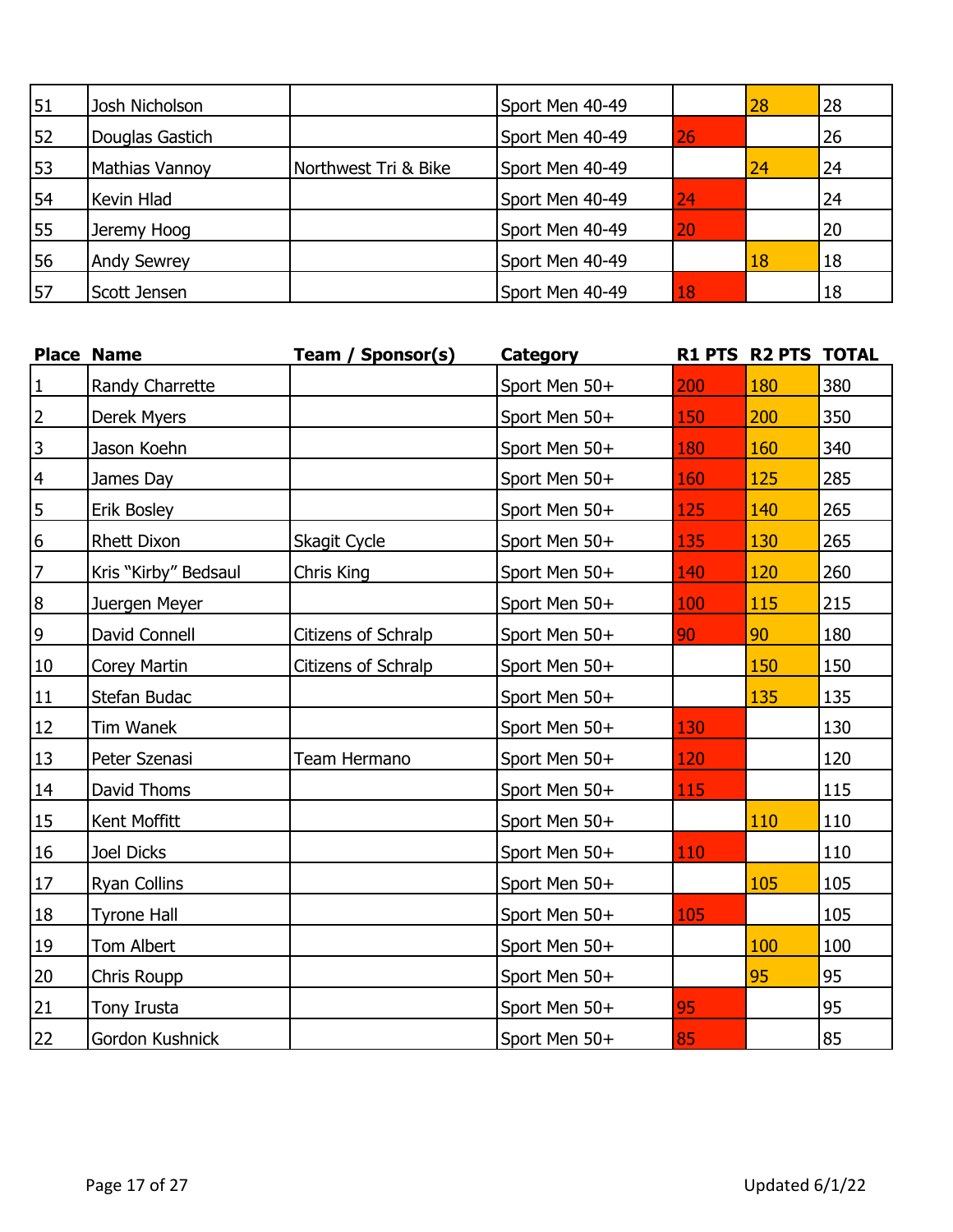| | | | | | | |
|---|---|---|---|---|---|---|
| 51 | Josh Nicholson | | Sport Men 40-49 | | 28 | 28 |
| 52 | Douglas Gastich | | Sport Men 40-49 | 26 | | 26 |
| 53 | Mathias Vannoy | Northwest Tri & Bike | Sport Men 40-49 | | 24 | 24 |
| 54 | Kevin Hlad | | Sport Men 40-49 | 24 | | 24 |
| 55 | Jeremy Hoog | | Sport Men 40-49 | 20 | | 20 |
| 56 | Andy Sewrey | | Sport Men 40-49 | | 18 | 18 |
| 57 | Scott Jensen | | Sport Men 40-49 | 18 | | 18 |

| Place | Name | Team / Sponsor(s) | Category | R1 PTS | R2 PTS | TOTAL |
|---|---|---|---|---|---|---|
| 1 | Randy Charrette | | Sport Men 50+ | 200 | 180 | 380 |
| 2 | Derek Myers | | Sport Men 50+ | 150 | 200 | 350 |
| 3 | Jason Koehn | | Sport Men 50+ | 180 | 160 | 340 |
| 4 | James Day | | Sport Men 50+ | 160 | 125 | 285 |
| 5 | Erik Bosley | | Sport Men 50+ | 125 | 140 | 265 |
| 6 | Rhett Dixon | Skagit Cycle | Sport Men 50+ | 135 | 130 | 265 |
| 7 | Kris "Kirby" Bedsaul | Chris King | Sport Men 50+ | 140 | 120 | 260 |
| 8 | Juergen Meyer | | Sport Men 50+ | 100 | 115 | 215 |
| 9 | David Connell | Citizens of Schralp | Sport Men 50+ | 90 | 90 | 180 |
| 10 | Corey Martin | Citizens of Schralp | Sport Men 50+ | | 150 | 150 |
| 11 | Stefan Budac | | Sport Men 50+ | | 135 | 135 |
| 12 | Tim Wanek | | Sport Men 50+ | 130 | | 130 |
| 13 | Peter Szenasi | Team Hermano | Sport Men 50+ | 120 | | 120 |
| 14 | David Thoms | | Sport Men 50+ | 115 | | 115 |
| 15 | Kent Moffitt | | Sport Men 50+ | | 110 | 110 |
| 16 | Joel Dicks | | Sport Men 50+ | 110 | | 110 |
| 17 | Ryan Collins | | Sport Men 50+ | | 105 | 105 |
| 18 | Tyrone Hall | | Sport Men 50+ | 105 | | 105 |
| 19 | Tom Albert | | Sport Men 50+ | | 100 | 100 |
| 20 | Chris Roupp | | Sport Men 50+ | | 95 | 95 |
| 21 | Tony Irusta | | Sport Men 50+ | 95 | | 95 |
| 22 | Gordon Kushnick | | Sport Men 50+ | 85 | | 85 |

Updated 6/1/22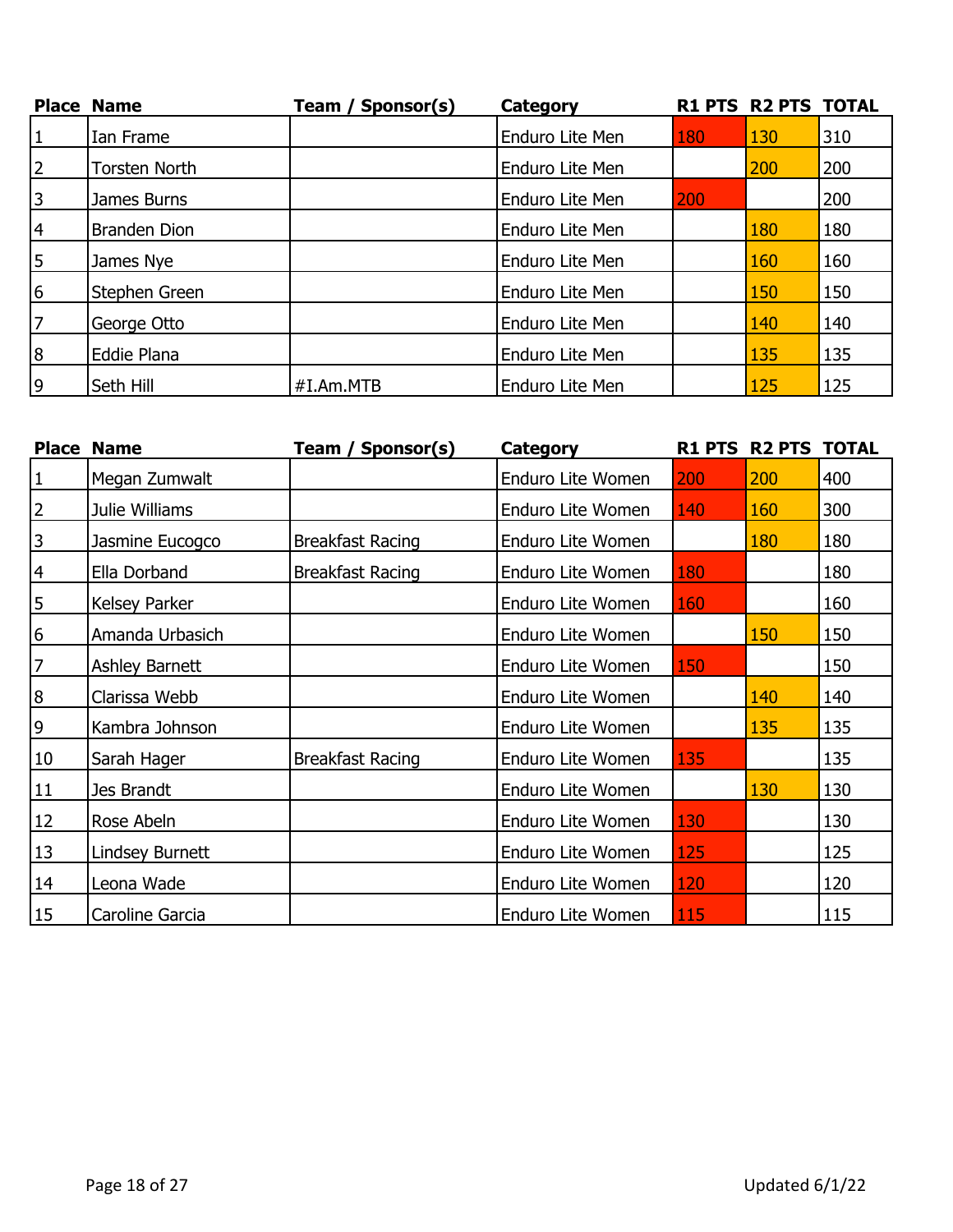| Place | Name | Team / Sponsor(s) | Category | R1 PTS | R2 PTS | TOTAL |
|---|---|---|---|---|---|---|
| 1 | Ian Frame | | Enduro Lite Men | 180 | 130 | 310 |
| 2 | Torsten North | | Enduro Lite Men | | 200 | 200 |
| 3 | James Burns | | Enduro Lite Men | 200 | | 200 |
| 4 | Branden Dion | | Enduro Lite Men | | 180 | 180 |
| 5 | James Nye | | Enduro Lite Men | | 160 | 160 |
| 6 | Stephen Green | | Enduro Lite Men | | 150 | 150 |
| 7 | George Otto | | Enduro Lite Men | | 140 | 140 |
| 8 | Eddie Plana | | Enduro Lite Men | | 135 | 135 |
| 9 | Seth Hill | #I.Am.MTB | Enduro Lite Men | | 125 | 125 |

| Place | Name | Team / Sponsor(s) | Category | R1 PTS | R2 PTS | TOTAL |
|---|---|---|---|---|---|---|
| 1 | Megan Zumwalt | | Enduro Lite Women | 200 | 200 | 400 |
| 2 | Julie Williams | | Enduro Lite Women | 140 | 160 | 300 |
| 3 | Jasmine Eucogco | Breakfast Racing | Enduro Lite Women | | 180 | 180 |
| 4 | Ella Dorband | Breakfast Racing | Enduro Lite Women | 180 | | 180 |
| 5 | Kelsey Parker | | Enduro Lite Women | 160 | | 160 |
| 6 | Amanda Urbasich | | Enduro Lite Women | | 150 | 150 |
| 7 | Ashley Barnett | | Enduro Lite Women | 150 | | 150 |
| 8 | Clarissa Webb | | Enduro Lite Women | | 140 | 140 |
| 9 | Kambra Johnson | | Enduro Lite Women | | 135 | 135 |
| 10 | Sarah Hager | Breakfast Racing | Enduro Lite Women | 135 | | 135 |
| 11 | Jes Brandt | | Enduro Lite Women | | 130 | 130 |
| 12 | Rose Abeln | | Enduro Lite Women | 130 | | 130 |
| 13 | Lindsey Burnett | | Enduro Lite Women | 125 | | 125 |
| 14 | Leona Wade | | Enduro Lite Women | 120 | | 120 |
| 15 | Caroline Garcia | | Enduro Lite Women | 115 | | 115 |

Updated 6/1/22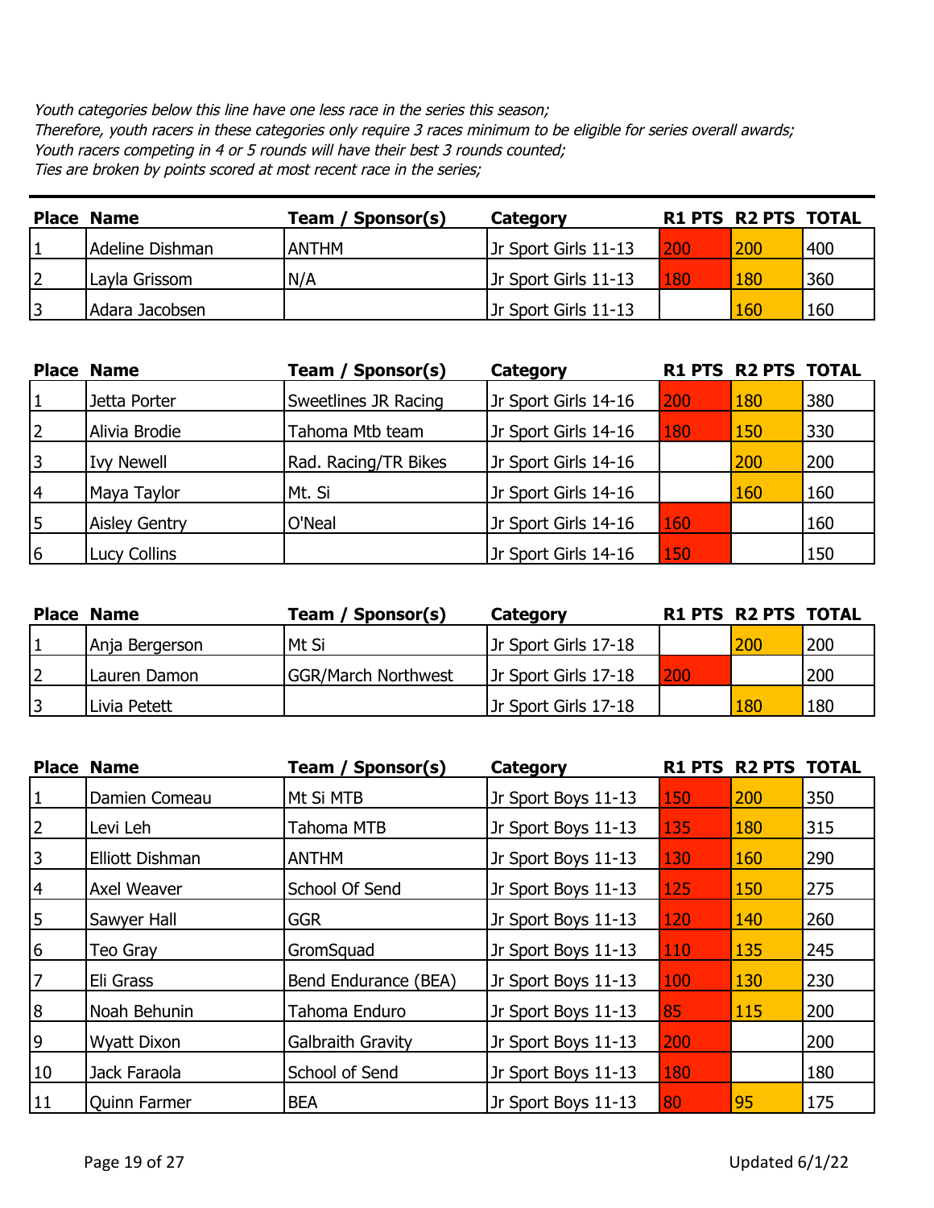*Youth categories below this line have one less race in the series this season;*
*Therefore, youth racers in these categories only require 3 races minimum to be eligible for series overall awards;*
*Youth racers competing in 4 or 5 rounds will have their best 3 rounds counted;*
*Ties are broken by points scored at most recent race in the series;*

| Place | Name | Team / Sponsor(s) | Category | R1 PTS | R2 PTS | TOTAL |
|---|---|---|---|---|---|---|
| 1 | Adeline Dishman | ANTHM | Jr Sport Girls 11-13 | 200 | 200 | 400 |
| 2 | Layla Grissom | N/A | Jr Sport Girls 11-13 | 180 | 180 | 360 |
| 3 | Adara Jacobsen | | Jr Sport Girls 11-13 | | 160 | 160 |

| Place | Name | Team / Sponsor(s) | Category | R1 PTS | R2 PTS | TOTAL |
|---|---|---|---|---|---|---|
| 1 | Jetta Porter | Sweetlines JR Racing | Jr Sport Girls 14-16 | 200 | 180 | 380 |
| 2 | Alivia Brodie | Tahoma Mtb team | Jr Sport Girls 14-16 | 180 | 150 | 330 |
| 3 | Ivy Newell | Rad. Racing/TR Bikes | Jr Sport Girls 14-16 | | 200 | 200 |
| 4 | Maya Taylor | Mt. Si | Jr Sport Girls 14-16 | | 160 | 160 |
| 5 | Aisley Gentry | O'Neal | Jr Sport Girls 14-16 | 160 | | 160 |
| 6 | Lucy Collins | | Jr Sport Girls 14-16 | 150 | | 150 |

| Place | Name | Team / Sponsor(s) | Category | R1 PTS | R2 PTS | TOTAL |
|---|---|---|---|---|---|---|
| 1 | Anja Bergerson | Mt Si | Jr Sport Girls 17-18 | | 200 | 200 |
| 2 | Lauren Damon | GGR/March Northwest | Jr Sport Girls 17-18 | 200 | | 200 |
| 3 | Livia Petett | | Jr Sport Girls 17-18 | | 180 | 180 |

| Place | Name | Team / Sponsor(s) | Category | R1 PTS | R2 PTS | TOTAL |
|---|---|---|---|---|---|---|
| 1 | Damien Comeau | Mt Si MTB | Jr Sport Boys 11-13 | 150 | 200 | 350 |
| 2 | Levi Leh | Tahoma MTB | Jr Sport Boys 11-13 | 135 | 180 | 315 |
| 3 | Elliott Dishman | ANTHM | Jr Sport Boys 11-13 | 130 | 160 | 290 |
| 4 | Axel Weaver | School Of Send | Jr Sport Boys 11-13 | 125 | 150 | 275 |
| 5 | Sawyer Hall | GGR | Jr Sport Boys 11-13 | 120 | 140 | 260 |
| 6 | Teo Gray | GromSquad | Jr Sport Boys 11-13 | 110 | 135 | 245 |
| 7 | Eli Grass | Bend Endurance (BEA) | Jr Sport Boys 11-13 | 100 | 130 | 230 |
| 8 | Noah Behunin | Tahoma Enduro | Jr Sport Boys 11-13 | 85 | 115 | 200 |
| 9 | Wyatt Dixon | Galbraith Gravity | Jr Sport Boys 11-13 | 200 | | 200 |
| 10 | Jack Faraola | School of Send | Jr Sport Boys 11-13 | 180 | | 180 |
| 11 | Quinn Farmer | BEA | Jr Sport Boys 11-13 | 80 | 95 | 175 |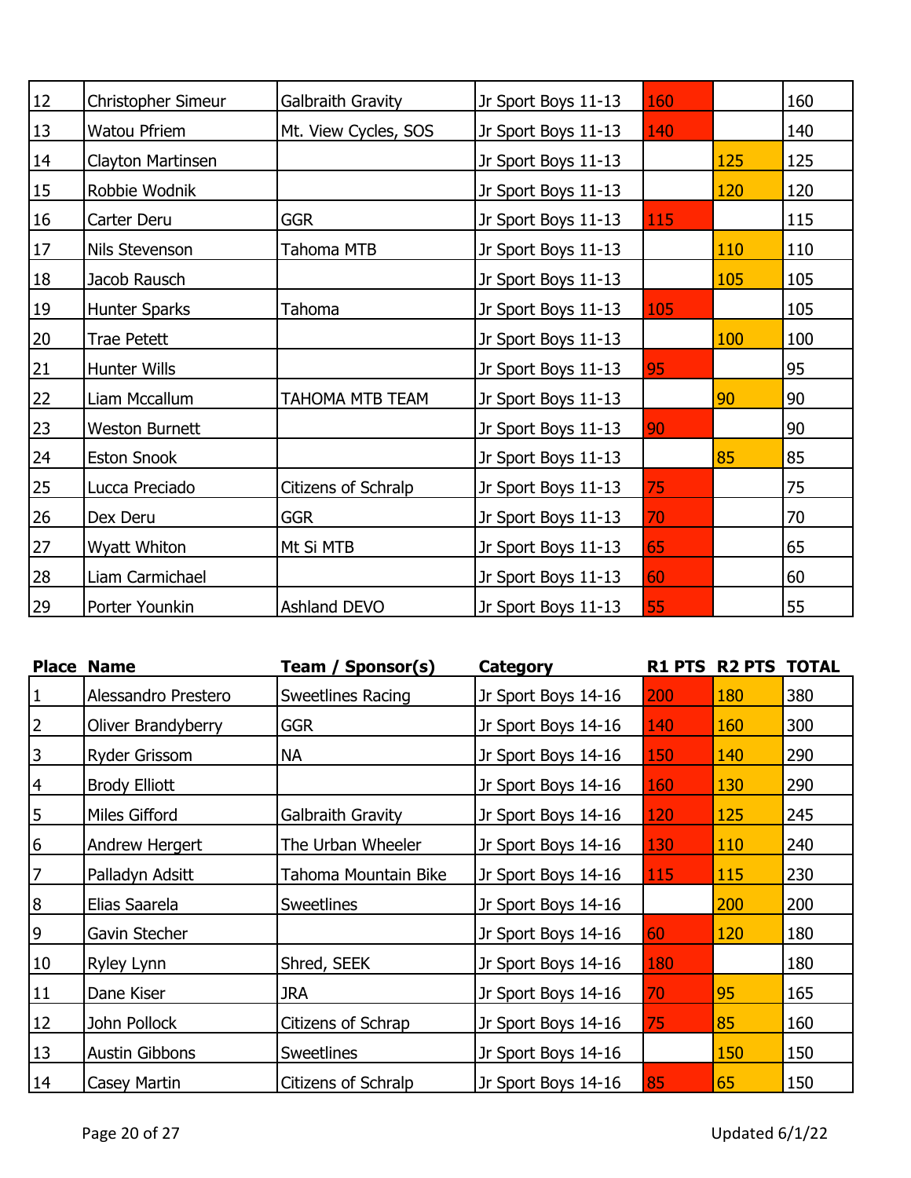| | | | | | | |
|---|---|---|---|---|---|---|
| 12 | Christopher Simeur | Galbraith Gravity | Jr Sport Boys 11-13 | 160 | | 160 |
| 13 | Watou Pfriem | Mt. View Cycles, SOS | Jr Sport Boys 11-13 | 140 | | 140 |
| 14 | Clayton Martinsen | | Jr Sport Boys 11-13 | | 125 | 125 |
| 15 | Robbie Wodnik | | Jr Sport Boys 11-13 | | 120 | 120 |
| 16 | Carter Deru | GGR | Jr Sport Boys 11-13 | 115 | | 115 |
| 17 | Nils Stevenson | Tahoma MTB | Jr Sport Boys 11-13 | | 110 | 110 |
| 18 | Jacob Rausch | | Jr Sport Boys 11-13 | | 105 | 105 |
| 19 | Hunter Sparks | Tahoma | Jr Sport Boys 11-13 | 105 | | 105 |
| 20 | Trae Petett | | Jr Sport Boys 11-13 | | 100 | 100 |
| 21 | Hunter Wills | | Jr Sport Boys 11-13 | 95 | | 95 |
| 22 | Liam Mccallum | TAHOMA MTB TEAM | Jr Sport Boys 11-13 | | 90 | 90 |
| 23 | Weston Burnett | | Jr Sport Boys 11-13 | 90 | | 90 |
| 24 | Eston Snook | | Jr Sport Boys 11-13 | | 85 | 85 |
| 25 | Lucca Preciado | Citizens of Schralp | Jr Sport Boys 11-13 | 75 | | 75 |
| 26 | Dex Deru | GGR | Jr Sport Boys 11-13 | 70 | | 70 |
| 27 | Wyatt Whiton | Mt Si MTB | Jr Sport Boys 11-13 | 65 | | 65 |
| 28 | Liam Carmichael | | Jr Sport Boys 11-13 | 60 | | 60 |
| 29 | Porter Younkin | Ashland DEVO | Jr Sport Boys 11-13 | 55 | | 55 |

| Place | Name | Team / Sponsor(s) | Category | R1 PTS | R2 PTS | TOTAL |
|---|---|---|---|---|---|---|
| 1 | Alessandro Prestero | Sweetlines Racing | Jr Sport Boys 14-16 | 200 | 180 | 380 |
| 2 | Oliver Brandyberry | GGR | Jr Sport Boys 14-16 | 140 | 160 | 300 |
| 3 | Ryder Grissom | NA | Jr Sport Boys 14-16 | 150 | 140 | 290 |
| 4 | Brody Elliott | | Jr Sport Boys 14-16 | 160 | 130 | 290 |
| 5 | Miles Gifford | Galbraith Gravity | Jr Sport Boys 14-16 | 120 | 125 | 245 |
| 6 | Andrew Hergert | The Urban Wheeler | Jr Sport Boys 14-16 | 130 | 110 | 240 |
| 7 | Palladyn Adsitt | Tahoma Mountain Bike | Jr Sport Boys 14-16 | 115 | 115 | 230 |
| 8 | Elias Saarela | Sweetlines | Jr Sport Boys 14-16 | | 200 | 200 |
| 9 | Gavin Stecher | | Jr Sport Boys 14-16 | 60 | 120 | 180 |
| 10 | Ryley Lynn | Shred, SEEK | Jr Sport Boys 14-16 | 180 | | 180 |
| 11 | Dane Kiser | JRA | Jr Sport Boys 14-16 | 70 | 95 | 165 |
| 12 | John Pollock | Citizens of Schrap | Jr Sport Boys 14-16 | 75 | 85 | 160 |
| 13 | Austin Gibbons | Sweetlines | Jr Sport Boys 14-16 | | 150 | 150 |
| 14 | Casey Martin | Citizens of Schralp | Jr Sport Boys 14-16 | 85 | 65 | 150 |

Updated 6/1/22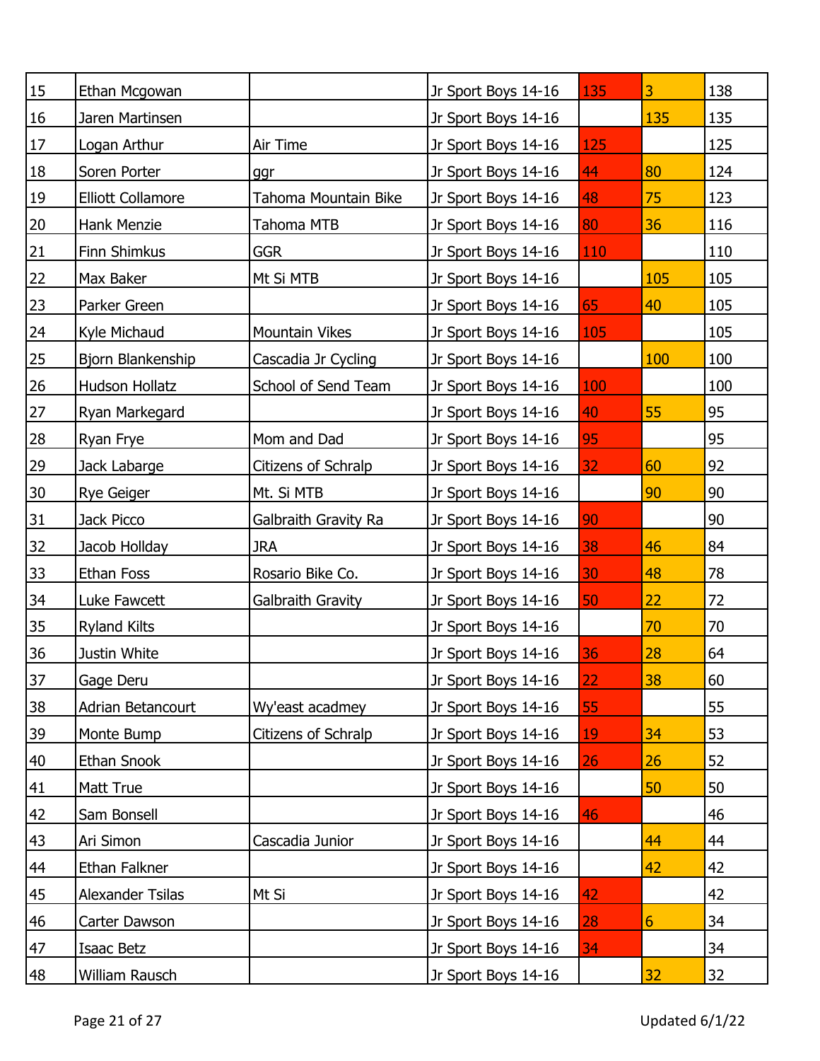| | | | | | | |
|---|---|---|---|---|---|---|
| 15 | Ethan Mcgowan | | Jr Sport Boys 14-16 | 135 | 3 | 138 |
| 16 | Jaren Martinsen | | Jr Sport Boys 14-16 | | 135 | 135 |
| 17 | Logan Arthur | Air Time | Jr Sport Boys 14-16 | 125 | | 125 |
| 18 | Soren Porter | ggr | Jr Sport Boys 14-16 | 44 | 80 | 124 |
| 19 | Elliott Collamore | Tahoma Mountain Bike | Jr Sport Boys 14-16 | 48 | 75 | 123 |
| 20 | Hank Menzie | Tahoma MTB | Jr Sport Boys 14-16 | 80 | 36 | 116 |
| 21 | Finn Shimkus | GGR | Jr Sport Boys 14-16 | 110 | | 110 |
| 22 | Max Baker | Mt Si MTB | Jr Sport Boys 14-16 | | 105 | 105 |
| 23 | Parker Green | | Jr Sport Boys 14-16 | 65 | 40 | 105 |
| 24 | Kyle Michaud | Mountain Vikes | Jr Sport Boys 14-16 | 105 | | 105 |
| 25 | Bjorn Blankenship | Cascadia Jr Cycling | Jr Sport Boys 14-16 | | 100 | 100 |
| 26 | Hudson Hollatz | School of Send Team | Jr Sport Boys 14-16 | 100 | | 100 |
| 27 | Ryan Markegard | | Jr Sport Boys 14-16 | 40 | 55 | 95 |
| 28 | Ryan Frye | Mom and Dad | Jr Sport Boys 14-16 | 95 | | 95 |
| 29 | Jack Labarge | Citizens of Schralp | Jr Sport Boys 14-16 | 32 | 60 | 92 |
| 30 | Rye Geiger | Mt. Si MTB | Jr Sport Boys 14-16 | | 90 | 90 |
| 31 | Jack Picco | Galbraith Gravity Ra | Jr Sport Boys 14-16 | 90 | | 90 |
| 32 | Jacob Hollday | JRA | Jr Sport Boys 14-16 | 38 | 46 | 84 |
| 33 | Ethan Foss | Rosario Bike Co. | Jr Sport Boys 14-16 | 30 | 48 | 78 |
| 34 | Luke Fawcett | Galbraith Gravity | Jr Sport Boys 14-16 | 50 | 22 | 72 |
| 35 | Ryland Kilts | | Jr Sport Boys 14-16 | | 70 | 70 |
| 36 | Justin White | | Jr Sport Boys 14-16 | 36 | 28 | 64 |
| 37 | Gage Deru | | Jr Sport Boys 14-16 | 22 | 38 | 60 |
| 38 | Adrian Betancourt | Wy'east acadmey | Jr Sport Boys 14-16 | 55 | | 55 |
| 39 | Monte Bump | Citizens of Schralp | Jr Sport Boys 14-16 | 19 | 34 | 53 |
| 40 | Ethan Snook | | Jr Sport Boys 14-16 | 26 | 26 | 52 |
| 41 | Matt True | | Jr Sport Boys 14-16 | | 50 | 50 |
| 42 | Sam Bonsell | | Jr Sport Boys 14-16 | 46 | | 46 |
| 43 | Ari Simon | Cascadia Junior | Jr Sport Boys 14-16 | | 44 | 44 |
| 44 | Ethan Falkner | | Jr Sport Boys 14-16 | | 42 | 42 |
| 45 | Alexander Tsilas | Mt Si | Jr Sport Boys 14-16 | 42 | | 42 |
| 46 | Carter Dawson | | Jr Sport Boys 14-16 | 28 | 6 | 34 |
| 47 | Isaac Betz | | Jr Sport Boys 14-16 | 34 | | 34 |
| 48 | William Rausch | | Jr Sport Boys 14-16 | | 32 | 32 |

Updated 6/1/22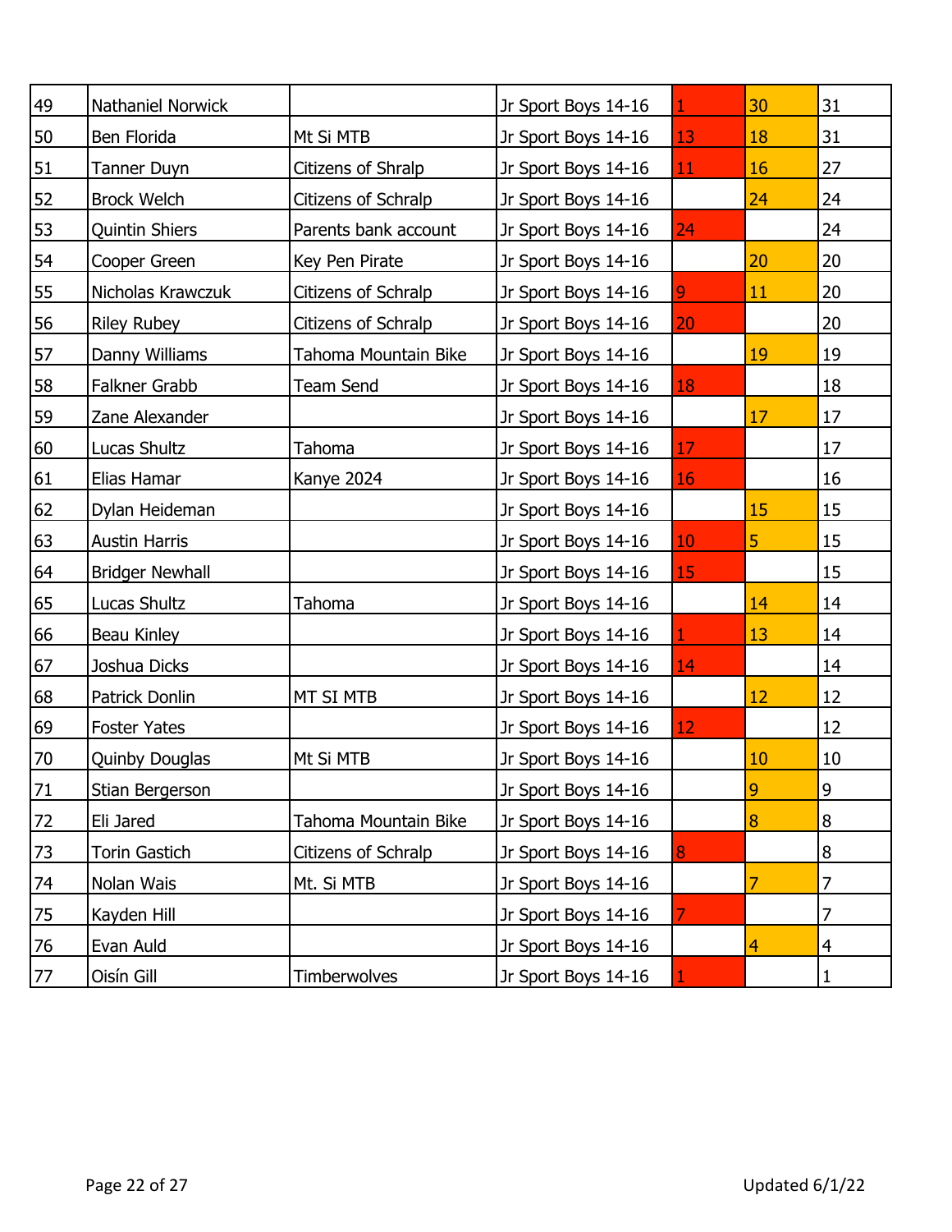| | | | | | | |
|---|---|---|---|---|---|---|
| 49 | Nathaniel Norwick | | Jr Sport Boys 14-16 | 1 | 30 | 31 |
| 50 | Ben Florida | Mt Si MTB | Jr Sport Boys 14-16 | 13 | 18 | 31 |
| 51 | Tanner Duyn | Citizens of Shralp | Jr Sport Boys 14-16 | 11 | 16 | 27 |
| 52 | Brock Welch | Citizens of Schralp | Jr Sport Boys 14-16 | | 24 | 24 |
| 53 | Quintin Shiers | Parents bank account | Jr Sport Boys 14-16 | 24 | | 24 |
| 54 | Cooper Green | Key Pen Pirate | Jr Sport Boys 14-16 | | 20 | 20 |
| 55 | Nicholas Krawczuk | Citizens of Schralp | Jr Sport Boys 14-16 | 9 | 11 | 20 |
| 56 | Riley Rubey | Citizens of Schralp | Jr Sport Boys 14-16 | 20 | | 20 |
| 57 | Danny Williams | Tahoma Mountain Bike | Jr Sport Boys 14-16 | | 19 | 19 |
| 58 | Falkner Grabb | Team Send | Jr Sport Boys 14-16 | 18 | | 18 |
| 59 | Zane Alexander | | Jr Sport Boys 14-16 | | 17 | 17 |
| 60 | Lucas Shultz | Tahoma | Jr Sport Boys 14-16 | 17 | | 17 |
| 61 | Elias Hamar | Kanye 2024 | Jr Sport Boys 14-16 | 16 | | 16 |
| 62 | Dylan Heideman | | Jr Sport Boys 14-16 | | 15 | 15 |
| 63 | Austin Harris | | Jr Sport Boys 14-16 | 10 | 5 | 15 |
| 64 | Bridger Newhall | | Jr Sport Boys 14-16 | 15 | | 15 |
| 65 | Lucas Shultz | Tahoma | Jr Sport Boys 14-16 | | 14 | 14 |
| 66 | Beau Kinley | | Jr Sport Boys 14-16 | 1 | 13 | 14 |
| 67 | Joshua Dicks | | Jr Sport Boys 14-16 | 14 | | 14 |
| 68 | Patrick Donlin | MT SI MTB | Jr Sport Boys 14-16 | | 12 | 12 |
| 69 | Foster Yates | | Jr Sport Boys 14-16 | 12 | | 12 |
| 70 | Quinby Douglas | Mt Si MTB | Jr Sport Boys 14-16 | | 10 | 10 |
| 71 | Stian Bergerson | | Jr Sport Boys 14-16 | | 9 | 9 |
| 72 | Eli Jared | Tahoma Mountain Bike | Jr Sport Boys 14-16 | | 8 | 8 |
| 73 | Torin Gastich | Citizens of Schralp | Jr Sport Boys 14-16 | 8 | | 8 |
| 74 | Nolan Wais | Mt. Si MTB | Jr Sport Boys 14-16 | | 7 | 7 |
| 75 | Kayden Hill | | Jr Sport Boys 14-16 | 7 | | 7 |
| 76 | Evan Auld | | Jr Sport Boys 14-16 | | 4 | 4 |
| 77 | Oisín Gill | Timberwolves | Jr Sport Boys 14-16 | 1 | | 1 |

Updated 6/1/22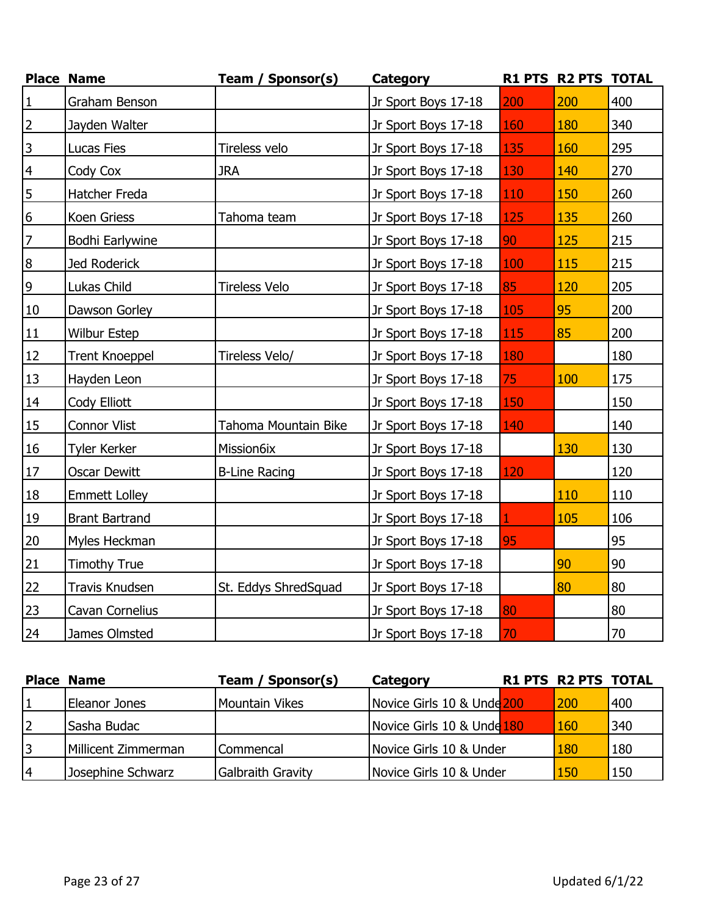| Place | Name | Team / Sponsor(s) | Category | R1 PTS | R2 PTS | TOTAL |
|---|---|---|---|---|---|---|
| 1 | Graham Benson | | Jr Sport Boys 17-18 | 200 | 200 | 400 |
| 2 | Jayden Walter | | Jr Sport Boys 17-18 | 160 | 180 | 340 |
| 3 | Lucas Fies | Tireless velo | Jr Sport Boys 17-18 | 135 | 160 | 295 |
| 4 | Cody Cox | JRA | Jr Sport Boys 17-18 | 130 | 140 | 270 |
| 5 | Hatcher Freda | | Jr Sport Boys 17-18 | 110 | 150 | 260 |
| 6 | Koen Griess | Tahoma team | Jr Sport Boys 17-18 | 125 | 135 | 260 |
| 7 | Bodhi Earlywine | | Jr Sport Boys 17-18 | 90 | 125 | 215 |
| 8 | Jed Roderick | | Jr Sport Boys 17-18 | 100 | 115 | 215 |
| 9 | Lukas Child | Tireless Velo | Jr Sport Boys 17-18 | 85 | 120 | 205 |
| 10 | Dawson Gorley | | Jr Sport Boys 17-18 | 105 | 95 | 200 |
| 11 | Wilbur Estep | | Jr Sport Boys 17-18 | 115 | 85 | 200 |
| 12 | Trent Knoeppel | Tireless Velo/ | Jr Sport Boys 17-18 | 180 | | 180 |
| 13 | Hayden Leon | | Jr Sport Boys 17-18 | 75 | 100 | 175 |
| 14 | Cody Elliott | | Jr Sport Boys 17-18 | 150 | | 150 |
| 15 | Connor Vlist | Tahoma Mountain Bike | Jr Sport Boys 17-18 | 140 | | 140 |
| 16 | Tyler Kerker | Mission6ix | Jr Sport Boys 17-18 | | 130 | 130 |
| 17 | Oscar Dewitt | B-Line Racing | Jr Sport Boys 17-18 | 120 | | 120 |
| 18 | Emmett Lolley | | Jr Sport Boys 17-18 | | 110 | 110 |
| 19 | Brant Bartrand | | Jr Sport Boys 17-18 | 1 | 105 | 106 |
| 20 | Myles Heckman | | Jr Sport Boys 17-18 | 95 | | 95 |
| 21 | Timothy True | | Jr Sport Boys 17-18 | | 90 | 90 |
| 22 | Travis Knudsen | St. Eddys ShredSquad | Jr Sport Boys 17-18 | | 80 | 80 |
| 23 | Cavan Cornelius | | Jr Sport Boys 17-18 | 80 | | 80 |
| 24 | James Olmsted | | Jr Sport Boys 17-18 | 70 | | 70 |

| Place | Name | Team / Sponsor(s) | Category | R1 PTS | R2 PTS | TOTAL |
|---|---|---|---|---|---|---|
| 1 | Eleanor Jones | Mountain Vikes | Novice Girls 10 & Unde | 200 | 200 | 400 |
| 2 | Sasha Budac | | Novice Girls 10 & Unde | 180 | 160 | 340 |
| 3 | Millicent Zimmerman | Commencal | Novice Girls 10 & Under | | 180 | 180 |
| 4 | Josephine Schwarz | Galbraith Gravity | Novice Girls 10 & Under | | 150 | 150 |

Updated 6/1/22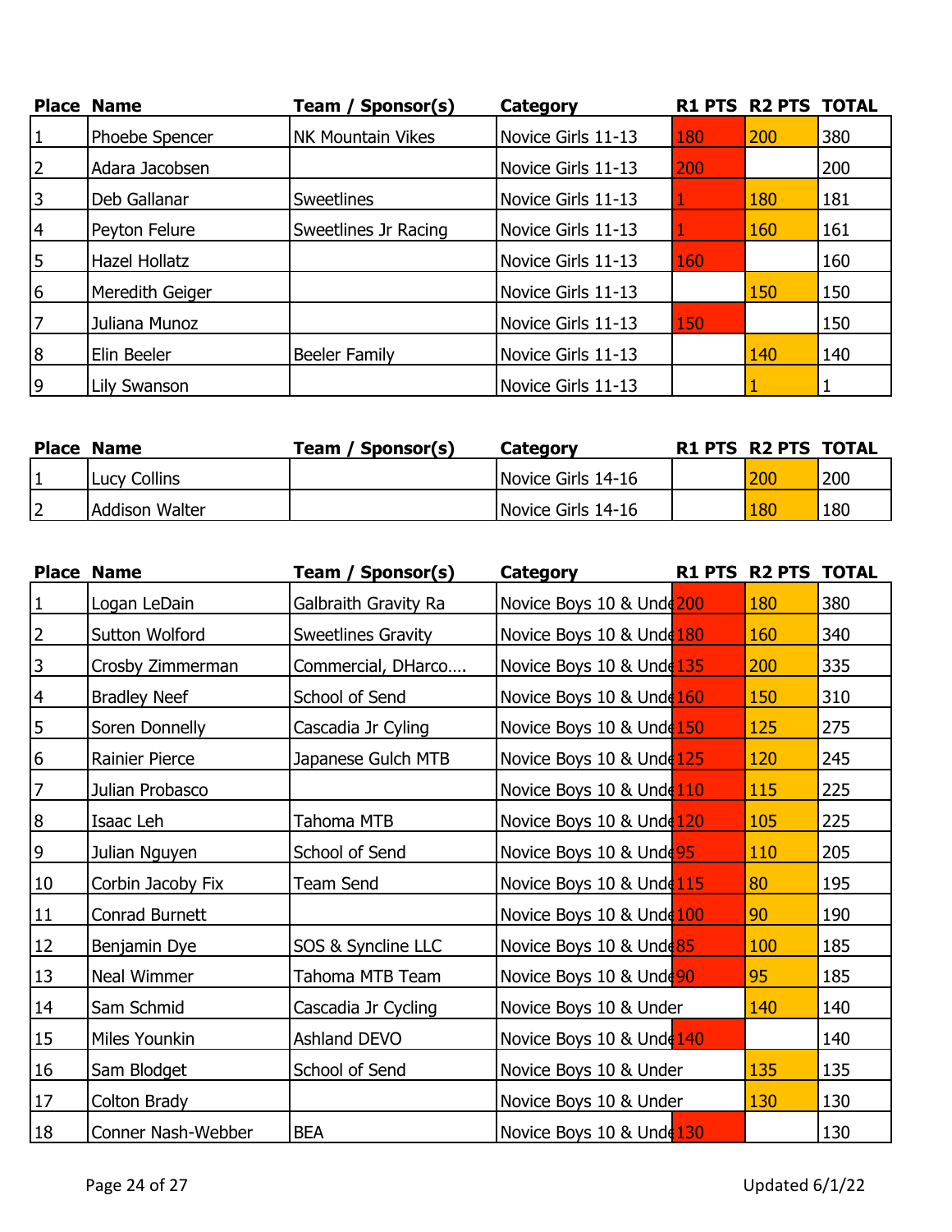| Place | Name | Team / Sponsor(s) | Category | R1 PTS | R2 PTS | TOTAL |
|---|---|---|---|---|---|---|
| 1 | Phoebe Spencer | NK Mountain Vikes | Novice Girls 11-13 | 180 | 200 | 380 |
| 2 | Adara Jacobsen | | Novice Girls 11-13 | 200 | | 200 |
| 3 | Deb Gallanar | Sweetlines | Novice Girls 11-13 | 1 | 180 | 181 |
| 4 | Peyton Felure | Sweetlines Jr Racing | Novice Girls 11-13 | 1 | 160 | 161 |
| 5 | Hazel Hollatz | | Novice Girls 11-13 | 160 | | 160 |
| 6 | Meredith Geiger | | Novice Girls 11-13 | | 150 | 150 |
| 7 | Juliana Munoz | | Novice Girls 11-13 | 150 | | 150 |
| 8 | Elin Beeler | Beeler Family | Novice Girls 11-13 | | 140 | 140 |
| 9 | Lily Swanson | | Novice Girls 11-13 | | 1 | 1 |

| Place | Name | Team / Sponsor(s) | Category | R1 PTS | R2 PTS | TOTAL |
|---|---|---|---|---|---|---|
| 1 | Lucy Collins | | Novice Girls 14-16 | | 200 | 200 |
| 2 | Addison Walter | | Novice Girls 14-16 | | 180 | 180 |

| Place | Name | Team / Sponsor(s) | Category | R1 PTS | R2 PTS | TOTAL |
|---|---|---|---|---|---|---|
| 1 | Logan LeDain | Galbraith Gravity Ra | Novice Boys 10 & Unde | 200 | 180 | 380 |
| 2 | Sutton Wolford | Sweetlines Gravity | Novice Boys 10 & Unde | 180 | 160 | 340 |
| 3 | Crosby Zimmerman | Commercial, DHarco…. | Novice Boys 10 & Unde | 135 | 200 | 335 |
| 4 | Bradley Neef | School of Send | Novice Boys 10 & Unde | 160 | 150 | 310 |
| 5 | Soren Donnelly | Cascadia Jr Cyling | Novice Boys 10 & Unde | 150 | 125 | 275 |
| 6 | Rainier Pierce | Japanese Gulch MTB | Novice Boys 10 & Unde | 125 | 120 | 245 |
| 7 | Julian Probasco | | Novice Boys 10 & Unde | 110 | 115 | 225 |
| 8 | Isaac Leh | Tahoma MTB | Novice Boys 10 & Unde | 120 | 105 | 225 |
| 9 | Julian Nguyen | School of Send | Novice Boys 10 & Unde | 95 | 110 | 205 |
| 10 | Corbin Jacoby Fix | Team Send | Novice Boys 10 & Unde | 115 | 80 | 195 |
| 11 | Conrad Burnett | | Novice Boys 10 & Unde | 100 | 90 | 190 |
| 12 | Benjamin Dye | SOS & Syncline LLC | Novice Boys 10 & Unde | 85 | 100 | 185 |
| 13 | Neal Wimmer | Tahoma MTB Team | Novice Boys 10 & Unde | 90 | 95 | 185 |
| 14 | Sam Schmid | Cascadia Jr Cycling | Novice Boys 10 & Under | | 140 | 140 |
| 15 | Miles Younkin | Ashland DEVO | Novice Boys 10 & Unde | 140 | | 140 |
| 16 | Sam Blodget | School of Send | Novice Boys 10 & Under | | 135 | 135 |
| 17 | Colton Brady | | Novice Boys 10 & Under | | 130 | 130 |
| 18 | Conner Nash-Webber | BEA | Novice Boys 10 & Unde | 130 | | 130 |

Updated 6/1/22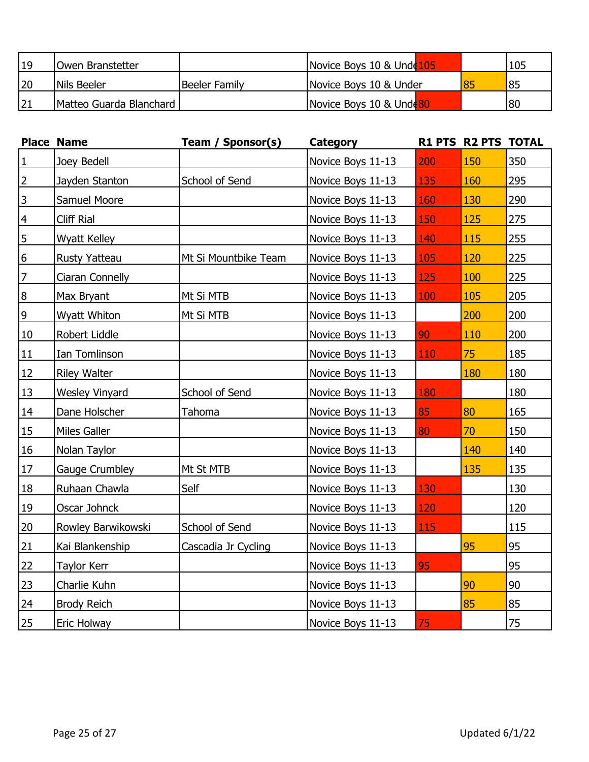| Place | Name | Team / Sponsor(s) | Category | R1 PTS | R2 PTS | TOTAL |
|---|---|---|---|---|---|---|
| 19 | Owen Branstetter | | Novice Boys 10 & Unde | 105 | | 105 |
| 20 | Nils Beeler | Beeler Family | Novice Boys 10 & Under | | 85 | 85 |
| 21 | Matteo Guarda Blanchard | | Novice Boys 10 & Unde | 80 | | 80 |

| Place | Name | Team / Sponsor(s) | Category | R1 PTS | R2 PTS | TOTAL |
|---|---|---|---|---|---|---|
| 1 | Joey Bedell | | Novice Boys 11-13 | 200 | 150 | 350 |
| 2 | Jayden Stanton | School of Send | Novice Boys 11-13 | 135 | 160 | 295 |
| 3 | Samuel Moore | | Novice Boys 11-13 | 160 | 130 | 290 |
| 4 | Cliff Rial | | Novice Boys 11-13 | 150 | 125 | 275 |
| 5 | Wyatt Kelley | | Novice Boys 11-13 | 140 | 115 | 255 |
| 6 | Rusty Yatteau | Mt Si Mountbike Team | Novice Boys 11-13 | 105 | 120 | 225 |
| 7 | Ciaran Connelly | | Novice Boys 11-13 | 125 | 100 | 225 |
| 8 | Max Bryant | Mt Si MTB | Novice Boys 11-13 | 100 | 105 | 205 |
| 9 | Wyatt Whiton | Mt Si MTB | Novice Boys 11-13 | | 200 | 200 |
| 10 | Robert Liddle | | Novice Boys 11-13 | 90 | 110 | 200 |
| 11 | Ian Tomlinson | | Novice Boys 11-13 | 110 | 75 | 185 |
| 12 | Riley Walter | | Novice Boys 11-13 | | 180 | 180 |
| 13 | Wesley Vinyard | School of Send | Novice Boys 11-13 | 180 | | 180 |
| 14 | Dane Holscher | Tahoma | Novice Boys 11-13 | 85 | 80 | 165 |
| 15 | Miles Galler | | Novice Boys 11-13 | 80 | 70 | 150 |
| 16 | Nolan Taylor | | Novice Boys 11-13 | | 140 | 140 |
| 17 | Gauge Crumbley | Mt St MTB | Novice Boys 11-13 | | 135 | 135 |
| 18 | Ruhaan Chawla | Self | Novice Boys 11-13 | 130 | | 130 |
| 19 | Oscar Johnck | | Novice Boys 11-13 | 120 | | 120 |
| 20 | Rowley Barwikowski | School of Send | Novice Boys 11-13 | 115 | | 115 |
| 21 | Kai Blankenship | Cascadia Jr Cycling | Novice Boys 11-13 | | 95 | 95 |
| 22 | Taylor Kerr | | Novice Boys 11-13 | 95 | | 95 |
| 23 | Charlie Kuhn | | Novice Boys 11-13 | | 90 | 90 |
| 24 | Brody Reich | | Novice Boys 11-13 | | 85 | 85 |
| 25 | Eric Holway | | Novice Boys 11-13 | 75 | | 75 |

Updated 6/1/22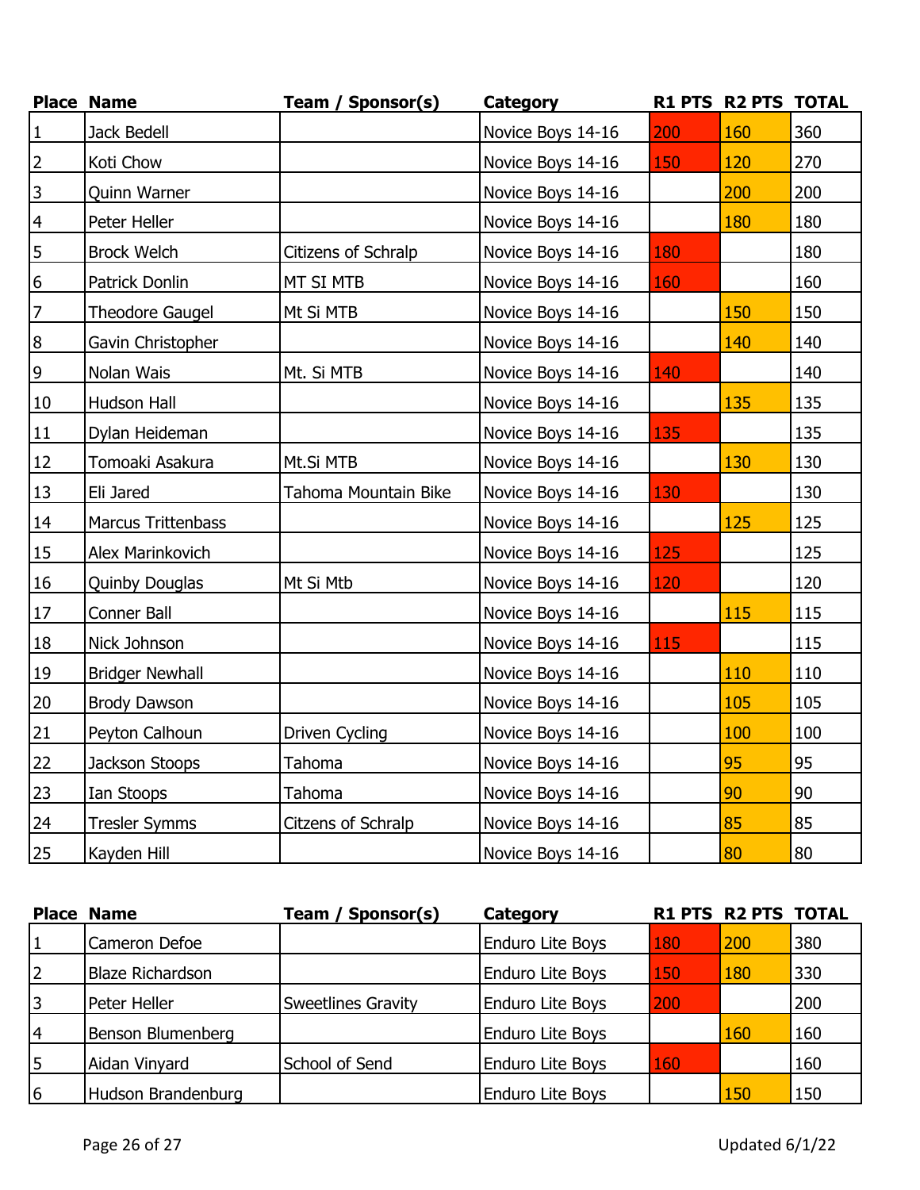| Place | Name | Team / Sponsor(s) | Category | R1 PTS | R2 PTS | TOTAL |
|---|---|---|---|---|---|---|
| 1 | Jack Bedell | | Novice Boys 14-16 | 200 | 160 | 360 |
| 2 | Koti Chow | | Novice Boys 14-16 | 150 | 120 | 270 |
| 3 | Quinn Warner | | Novice Boys 14-16 | | 200 | 200 |
| 4 | Peter Heller | | Novice Boys 14-16 | | 180 | 180 |
| 5 | Brock Welch | Citizens of Schralp | Novice Boys 14-16 | 180 | | 180 |
| 6 | Patrick Donlin | MT SI MTB | Novice Boys 14-16 | 160 | | 160 |
| 7 | Theodore Gaugel | Mt Si MTB | Novice Boys 14-16 | | 150 | 150 |
| 8 | Gavin Christopher | | Novice Boys 14-16 | | 140 | 140 |
| 9 | Nolan Wais | Mt. Si MTB | Novice Boys 14-16 | 140 | | 140 |
| 10 | Hudson Hall | | Novice Boys 14-16 | | 135 | 135 |
| 11 | Dylan Heideman | | Novice Boys 14-16 | 135 | | 135 |
| 12 | Tomoaki Asakura | Mt.Si MTB | Novice Boys 14-16 | | 130 | 130 |
| 13 | Eli Jared | Tahoma Mountain Bike | Novice Boys 14-16 | 130 | | 130 |
| 14 | Marcus Trittenbass | | Novice Boys 14-16 | | 125 | 125 |
| 15 | Alex Marinkovich | | Novice Boys 14-16 | 125 | | 125 |
| 16 | Quinby Douglas | Mt Si Mtb | Novice Boys 14-16 | 120 | | 120 |
| 17 | Conner Ball | | Novice Boys 14-16 | | 115 | 115 |
| 18 | Nick Johnson | | Novice Boys 14-16 | 115 | | 115 |
| 19 | Bridger Newhall | | Novice Boys 14-16 | | 110 | 110 |
| 20 | Brody Dawson | | Novice Boys 14-16 | | 105 | 105 |
| 21 | Peyton Calhoun | Driven Cycling | Novice Boys 14-16 | | 100 | 100 |
| 22 | Jackson Stoops | Tahoma | Novice Boys 14-16 | | 95 | 95 |
| 23 | Ian Stoops | Tahoma | Novice Boys 14-16 | | 90 | 90 |
| 24 | Tresler Symms | Citizens of Schralp | Novice Boys 14-16 | | 85 | 85 |
| 25 | Kayden Hill | | Novice Boys 14-16 | | 80 | 80 |

| Place | Name | Team / Sponsor(s) | Category | R1 PTS | R2 PTS | TOTAL |
|---|---|---|---|---|---|---|
| 1 | Cameron Defoe | | Enduro Lite Boys | 180 | 200 | 380 |
| 2 | Blaze Richardson | | Enduro Lite Boys | 150 | 180 | 330 |
| 3 | Peter Heller | Sweetlines Gravity | Enduro Lite Boys | 200 | | 200 |
| 4 | Benson Blumenberg | | Enduro Lite Boys | | 160 | 160 |
| 5 | Aidan Vinyard | School of Send | Enduro Lite Boys | 160 | | 160 |
| 6 | Hudson Brandenburg | | Enduro Lite Boys | | 150 | 150 |

Updated 6/1/22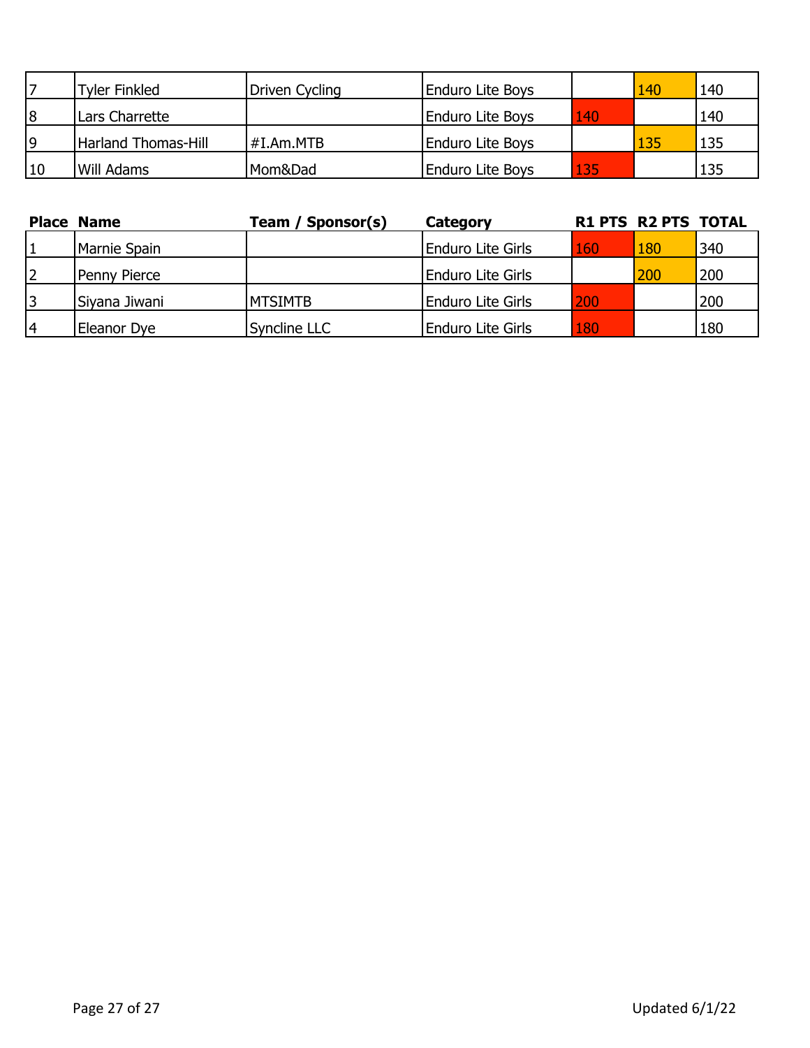| | | | | | | |
|---|---|---|---|---|---|---|
| 7 | Tyler Finkled | Driven Cycling | Enduro Lite Boys | | 140 | 140 |
| 8 | Lars Charrette | | Enduro Lite Boys | 140 | | 140 |
| 9 | Harland Thomas-Hill | #I.Am.MTB | Enduro Lite Boys | | 135 | 135 |
| 10 | Will Adams | Mom&Dad | Enduro Lite Boys | 135 | | 135 |

| Place | Name | Team / Sponsor(s) | Category | R1 PTS | R2 PTS | TOTAL |
|---|---|---|---|---|---|---|
| 1 | Marnie Spain | | Enduro Lite Girls | 160 | 180 | 340 |
| 2 | Penny Pierce | | Enduro Lite Girls | | 200 | 200 |
| 3 | Siyana Jiwani | MTSIMTB | Enduro Lite Girls | 200 | | 200 |
| 4 | Eleanor Dye | Syncline LLC | Enduro Lite Girls | 180 | | 180 |

Updated 6/1/22